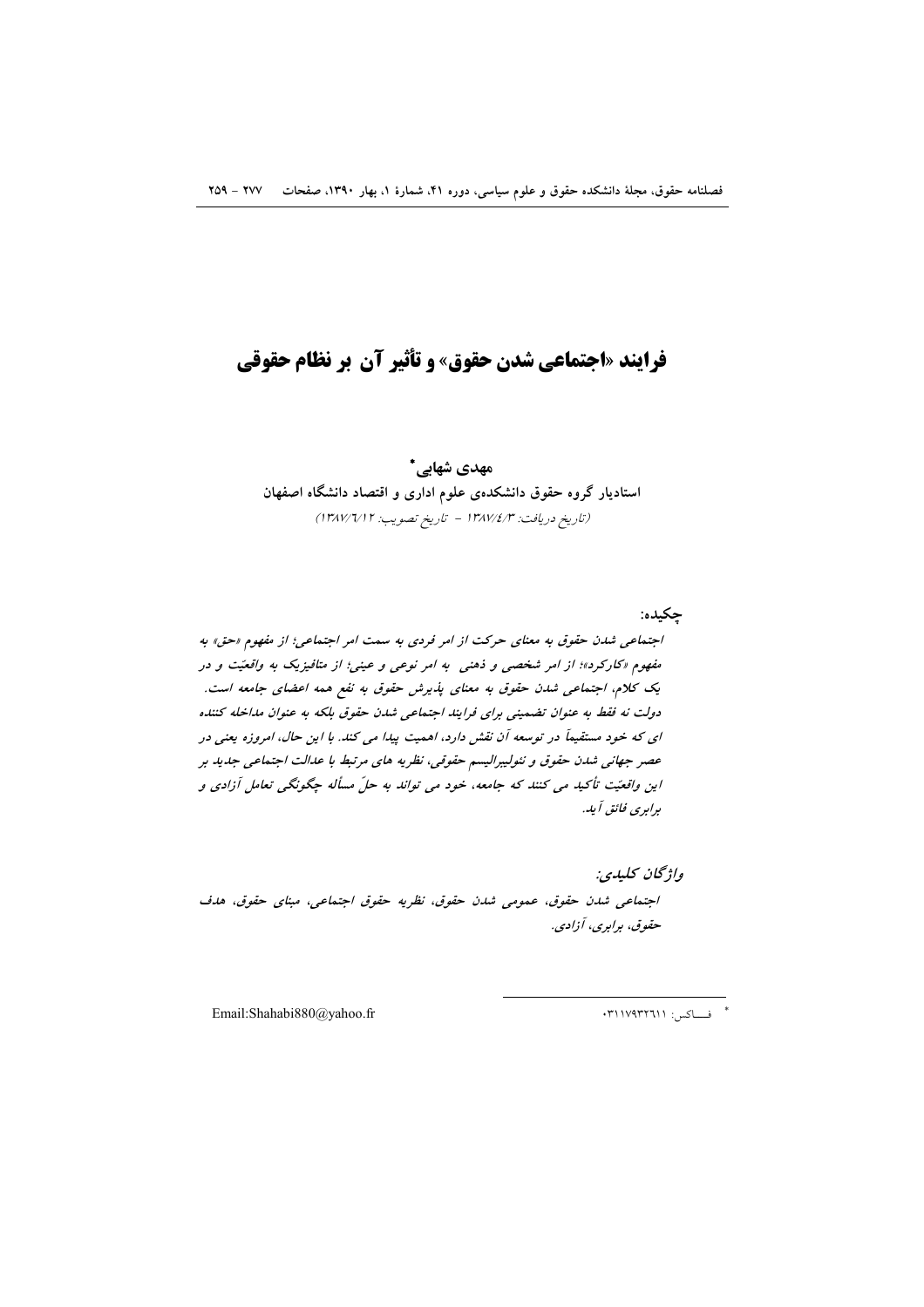# فرایند «اجتماعی شدن حقوق» و تأثیر آن بر نظام حقوقی

**مهدی شهابی***

**استادیار گروه حقوق دانشکده‌ی علوم اداری و اقتصاد دانشگاه اصفهان**

*(تاریخ دریافت: ۱۳۸۷/۴/۳ - تاریخ تصویب: ۱۳۸۷/۶/۱۲)*

**چکیده:**

***اجتماعی شدن حقوق به معنای حرکت از امر فردی به سمت امر اجتماعی؛ از مفهوم «حق» به مفهوم «کارکرد»؛ از امر شخصی و ذهنی به امر نوعی و عینی؛ از متافیزیک به واقعیّت و در یک کلام، اجتماعی شدن حقوق به معنای پذیرش حقوق به نفع همه اعضای جامعه است. دولت نه فقط به عنوان تضمینی برای فرایند اجتماعی شدن حقوق بلکه به عنوان مداخله کننده ای که خود مستقیماً در توسعه آن نقش دارد، اهمیت پیدا می کند. با این حال، امروزه یعنی در عصر جهانی شدن حقوق و نئولیبرالیسم حقوقی، نظریه های مرتبط با عدالت اجتماعی جدید بر این واقعیّت تأکید می کنند که جامعه، خود می تواند به حلّ مسأله چگونگی تعامل آزادی و برابری فائق آید.***

***واژگان کلیدی:***

***اجتماعی شدن حقوق، عمومی شدن حقوق، نظریه حقوق اجتماعی، مبنای حقوق، هدف حقوق، برابری، آزادی.***

---

\* فاکس: ۰۳۱۱۷۹۳۲۶۱۱ Email:Shahabi880@yahoo.fr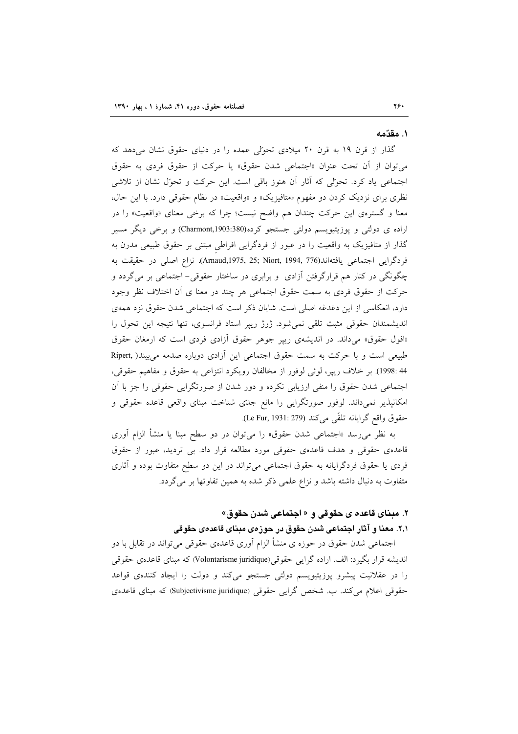## ۱. مقدّمه

گذار از قرن ۱۹ به قرن ۲۰ میلادی تحوّلی عمده را در دنیای حقوق نشان می‌دهد که می‌توان از آن تحت عنوان «اجتماعی شدن حقوق» یا حرکت از حقوق فردی به حقوق اجتماعی یاد کرد. تحوّلی که آثار آن هنوز باقی است. این حرکت و تحوّل نشان از تلاشی نظری برای نزدیک کردن دو مفهوم «متافیزیک» و «واقعیت» در نظام حقوقی دارد. با این حال، معنا و گستره‌ی این حرکت چندان هم واضح نیست؛ چرا که برخی معنای «واقعیت» را در اراده ی دولتی و پوزیتیویسم دولتی جستجو کرده(Charmont,1903:380) و برخی دیگر مسیر گذار از متافیزیک به واقعیت را در عبور از فردگرایی افراطی مبتنی بر حقوق طبیعی مدرن به فردگرایی اجتماعی یافته‌اند(Arnaud,1975, 25; Niort, 1994, 776). نزاع اصلی در حقیقت به چگونگی در کنار هم قرارگرفتن آزادی و برابری در ساختار حقوقی- اجتماعی بر می‌گردد و حرکت از حقوق فردی به سمت حقوق اجتماعی هر چند در معنا ی آن اختلاف نظر وجود دارد، انعکاسی از این دغدغه اصلی است. شایان ذکر است که اجتماعی شدن حقوق نزد همه‌ی اندیشمندان حقوقی مثبت تلقی نمی‌شود. ژرژ ریپر استاد فرانسوی، تنها نتیجه این تحول را «افول حقوق» می‌داند. در اندیشه‌ی ریپر جوهر حقوق آزادی فردی است که ارمغان حقوق طبیعی است و با حرکت به سمت حقوق اجتماعی این آزادی دوباره صدمه می‌بیند( Ripert, 1998: 44). بر خلاف ریپر، لوئی لوفور از مخالفان رویکرد انتزاعی به حقوق و مفاهیم حقوقی، اجتماعی شدن حقوق را منفی ارزیابی نکرده و دور شدن از صورتگرایی حقوقی را جز با آن امکانپذیر نمی‌داند. لوفور صورتگرایی را مانع جدّی شناخت مبنای واقعی قاعده حقوقی و حقوق واقع گرایانه تلقّی می‌کند (Le Fur, 1931: 279).

به نظر می‌رسد «اجتماعی شدن حقوق» را می‌توان در دو سطح مبنا یا منشأ الزام آوری قاعده‌ی حقوقی و هدف قاعده‌ی حقوقی مورد مطالعه قرار داد. بی تردید، عبور از حقوق فردی یا حقوق فردگرایانه به حقوق اجتماعی می‌تواند در این دو سطح متفاوت بوده و آثاری متفاوت به دنبال داشته باشد و نزاع علمی ذکر شده به همین تفاوتها بر می‌گردد.

## ۲. مبنای قاعده ی حقوقی و « اجتماعی شدن حقوق»

### ۲،۱. معنا و آثار اجتماعی شدن حقوق در حوزه‌ی مبنای قاعده‌ی حقوقی

اجتماعی شدن حقوق در حوزه ی منشأ الزام آوری قاعده‌ی حقوقی می‌تواند در تقابل با دو اندیشه قرار بگیرد: الف. اراده گرایی حقوقی(Volontarisme juridique) که مبنای قاعده‌ی حقوقی را در عقلانیت پیشرو پوزیتیویسم دولتی جستجو می‌کند و دولت را ایجاد کننده‌ی قواعد حقوقی اعلام می‌کند. ب. شخص گرایی حقوقی (Subjectivisme juridique) که مبنای قاعده‌ی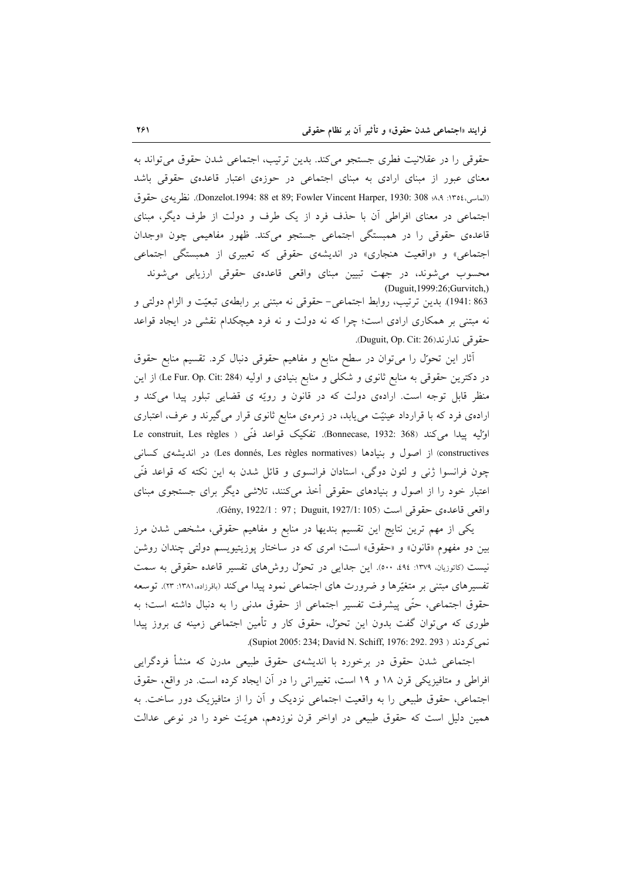حقوقی را در عقلانیت فطری جستجو می‌کند. بدین ترتیب، اجتماعی شدن حقوق می‌تواند به معنای عبور از مبنای ارادی به مبنای اجتماعی در حوزه‌ی اعتبار قاعده‌ی حقوقی باشد (الماسی،۱۳۵٤: ۸،۹؛ Donzelot.1994: 88 et 89; Fowler Vincent Harper, 1930: 308). نظریه‌ی حقوق اجتماعی در معنای افراطی آن با حذف فرد از یک طرف و دولت از طرف دیگر، مبنای قاعده‌ی حقوقی را در همبستگی اجتماعی جستجو می‌کند. ظهور مفاهیمی چون «وجدان اجتماعی» و «واقعیت هنجاری» در اندیشه‌ی حقوقی که تعبیری از همبستگی اجتماعی محسوب می‌شوند، در جهت تبیین مبنای واقعی قاعده‌ی حقوقی ارزیابی می‌شوند (Duguit,1999:26;Gurvitch,) 1941: 863). بدین ترتیب، روابط اجتماعی- حقوقی نه مبتنی بر رابطه‌ی تبعیّت و الزام دولتی و نه مبتنی بر همکاری ارادی است؛ چرا که نه دولت و نه فرد هیچکدام نقشی در ایجاد قواعد حقوقی ندارند(Duguit, Op. Cit: 26).

آثار این تحوّل را می‌توان در سطح منابع و مفاهیم حقوقی دنبال کرد. تقسیم منابع حقوق در دکترین حقوقی به منابع ثانوی و شکلی و منابع بنیادی و اولیه (Le Fur. Op. Cit: 284) از این منظر قابل توجه است. اراده‌ی دولت که در قانون و رویّه ی قضایی تبلور پیدا می‌کند و اراده‌ی فرد که با قرارداد عینیّت می‌یابد، در زمره‌ی منابع ثانوی قرار می‌گیرند و عرف، اعتباری اوّلیه پیدا می‌کند (Bonnecase, 1932: 368). تفکیک قواعد فنّی ( Le construit, Les règles constructives) از اصول و بنیادها (Les donnés, Les règles normatives) در اندیشه‌ی کسانی چون فرانسوا ژنی و لئون دوگی، استادان فرانسوی و قائل شدن به این نکته که قواعد فنّی اعتبار خود را از اصول و بنیادهای حقوقی أخذ می‌کنند، تلاشی دیگر برای جستجوی مبنای واقعی قاعده‌ی حقوقی است (Gény, 1922/1 : 97 ; Duguit, 1927/1: 105).

یکی از مهم ترین نتایج این تقسیم بندیها در منابع و مفاهیم حقوقی، مشخص شدن مرز بین دو مفهوم «قانون» و «حقوق» است؛ امری که در ساختار پوزیتیویسم دولتی چندان روشن نیست (کاتوزیان، ۱۳۷۹: ٤۹٤، ۵۰۰). این جدایی در تحوّل روش‌های تفسیر قاعده حقوقی به سمت تفسیرهای مبتنی بر متغیّرها و ضرورت های اجتماعی نمود پیدا می‌کند (باقرزاده،۱۳۸۱: ۲۳). توسعه حقوق اجتماعی، حتّی پیشرفت تفسیر اجتماعی از حقوق مدنی را به دنبال داشته است؛ به طوری که می‌توان گفت بدون این تحوّل، حقوق کار و تأمین اجتماعی زمینه ی بروز پیدا نمی‌کردند ( Supiot 2005: 234; David N. Schiff, 1976: 292. 293).

اجتماعی شدن حقوق در برخورد با اندیشه‌ی حقوق طبیعی مدرن که منشأ فردگرایی افراطی و متافیزیکی قرن ۱۸ و ۱۹ است، تغییراتی را در آن ایجاد کرده است. در واقع، حقوق اجتماعی، حقوق طبیعی را به واقعیت اجتماعی نزدیک و آن را از متافیزیک دور ساخت. به همین دلیل است که حقوق طبیعی در اواخر قرن نوزدهم، هویّت خود را در نوعی عدالت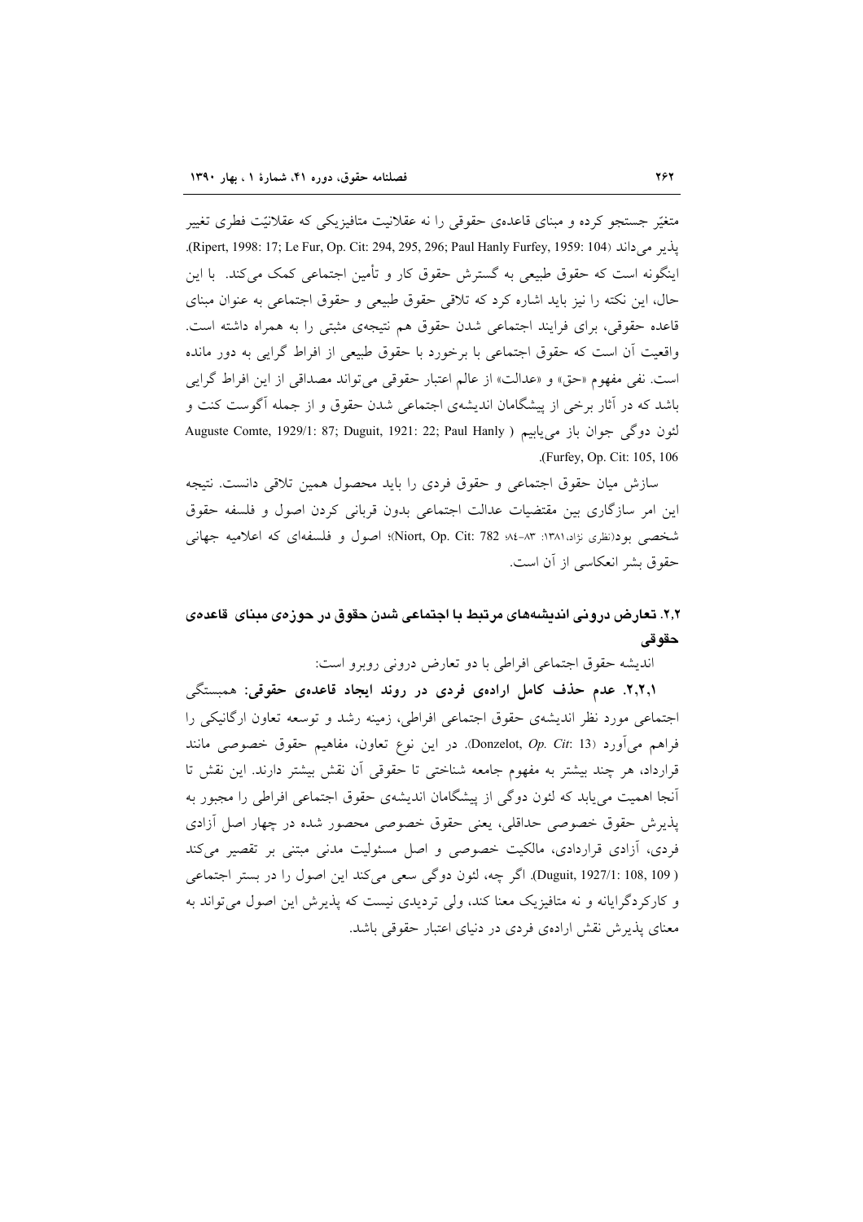متغیّر جستجو کرده و مبنای قاعده‌ی حقوقی را نه عقلانیت متافیزیکی که عقلانیّت فطری تغییر پذیر می‌داند (Ripert, 1998: 17; Le Fur, Op. Cit: 294, 295, 296; Paul Hanly Furfey, 1959: 104). اینگونه است که حقوق طبیعی به گسترش حقوق کار و تأمین اجتماعی کمک می‌کند. با این حال، این نکته را نیز باید اشاره کرد که تلاقی حقوق طبیعی و حقوق اجتماعی به عنوان مبنای قاعده حقوقی، برای فرایند اجتماعی شدن حقوق هم نتیجه‌ی مثبتی را به همراه داشته است. واقعیت آن است که حقوق اجتماعی با برخورد با حقوق طبیعی از افراط گرایی به دور مانده است. نفی مفهوم «حق» و «عدالت» از عالم اعتبار حقوقی می‌تواند مصداقی از این افراط گرایی باشد که در آثار برخی از پیشگامان اندیشه‌ی اجتماعی شدن حقوق و از جمله آگوست کنت و لئون دوگی جوان باز می‌یابیم (Auguste Comte, 1929/1: 87; Duguit, 1921: 22; Paul Hanly Furfey, Op. Cit: 105, 106).

سازش میان حقوق اجتماعی و حقوق فردی را باید محصول همین تلاقی دانست. نتیجه این امر سازگاری بین مقتضیات عدالت اجتماعی بدون قربانی کردن اصول و فلسفه حقوق شخصی بود(نظری نژاد، ۱۳۸۱: ۸۳-۸۴؛ Niort, Op. Cit: 782)؛ اصول و فلسفه‌ای که اعلامیه جهانی حقوق بشر انعکاسی از آن است.

## ۲،۲. تعارض درونی اندیشه‌های مرتبط با اجتماعی شدن حقوق در حوزه‌ی مبنای قاعده‌ی حقوقی

اندیشه حقوق اجتماعی افراطی با دو تعارض درونی روبرو است:

**۲،۲،۱. عدم حذف کامل اراده‌ی فردی در روند ایجاد قاعده‌ی حقوقی:** همبستگی اجتماعی مورد نظر اندیشه‌ی حقوق اجتماعی افراطی، زمینه رشد و توسعه تعاون ارگانیکی را فراهم می‌آورد (Donzelot, *Op. Cit*: 13). در این نوع تعاون، مفاهیم حقوق خصوصی مانند قرارداد، هر چند بیشتر به مفهوم جامعه شناختی تا حقوقی آن نقش بیشتر دارند. این نقش تا آنجا اهمیت می‌یابد که لئون دوگی از پیشگامان اندیشه‌ی حقوق اجتماعی افراطی را مجبور به پذیرش حقوق خصوصی حداقلی، یعنی حقوق خصوصی محصور شده در چهار اصل آزادی فردی، آزادی قراردادی، مالکیت خصوصی و اصل مسئولیت مدنی مبتنی بر تقصیر می‌کند (Duguit, 1927/1: 108, 109). اگر چه، لئون دوگی سعی می‌کند این اصول را در بستر اجتماعی و کارکردگرایانه و نه متافیزیک معنا کند، ولی تردیدی نیست که پذیرش این اصول می‌تواند به معنای پذیرش نقش اراده‌ی فردی در دنیای اعتبار حقوقی باشد.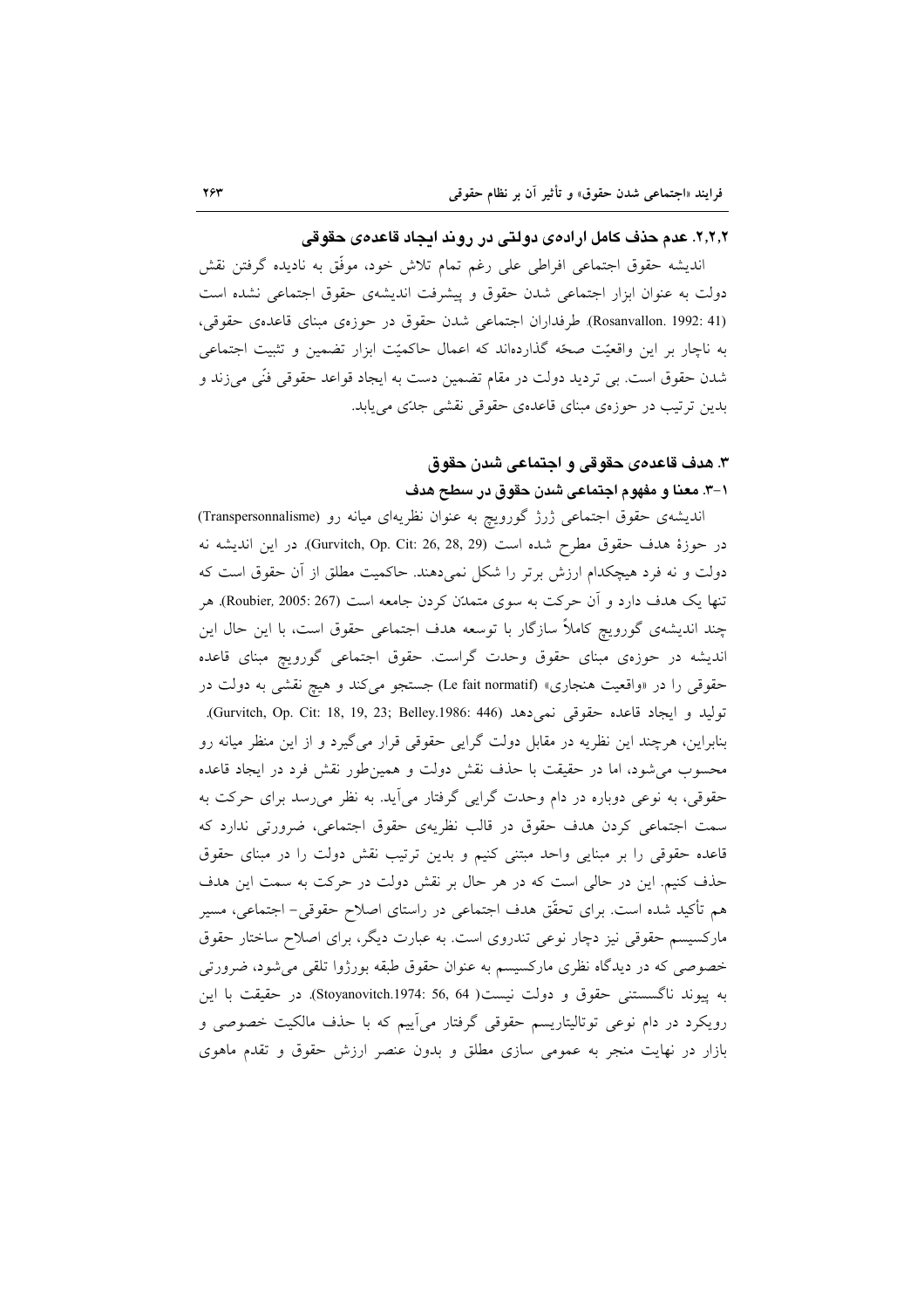### ۲،۲،۲. عدم حذف کامل اراده‌ی دولتی در روند ایجاد قاعده‌ی حقوقی

اندیشه حقوق اجتماعی افراطی علی رغم تمام تلاش خود، موفّق به نادیده گرفتن نقش دولت به عنوان ابزار اجتماعی شدن حقوق و پیشرفت اندیشه‌ی حقوق اجتماعی نشده است (Rosanvallon. 1992: 41). طرفداران اجتماعی شدن حقوق در حوزه‌ی مبنای قاعده‌ی حقوقی، به ناچار بر این واقعیّت صحّه گذارده‌اند که اعمال حاکمیّت ابزار تضمین و تثبیت اجتماعی شدن حقوق است. بی تردید دولت در مقام تضمین دست به ایجاد قواعد حقوقی فنّی می‌زند و بدین ترتیب در حوزه‌ی مبنای قاعده‌ی حقوقی نقشی جدّی می‌یابد.

## ۳. هدف قاعده‌ی حقوقی و اجتماعی شدن حقوق

### ۱-۳. معنا و مفهوم اجتماعی شدن حقوق در سطح هدف

اندیشه‌ی حقوق اجتماعی ژرژ گورویچ به عنوان نظریه‌ای میانه رو (Transpersonnalisme) در حوزهٔ هدف حقوق مطرح شده است (Gurvitch, Op. Cit: 26, 28, 29). در این اندیشه نه دولت و نه فرد هیچکدام ارزش برتر را شکل نمی‌دهند. حاکمیت مطلق از آن حقوق است که تنها یک هدف دارد و آن حرکت به سوی متمدن کردن جامعه است (Roubier, 2005: 267). هر چند اندیشه‌ی گورویچ کاملاً سازگار با توسعه هدف اجتماعی حقوق است، با این حال این اندیشه در حوزه‌ی مبنای حقوق وحدت گراست. حقوق اجتماعی گورویچ مبنای قاعده حقوقی را در «واقعیت هنجاری» (Le fait normatif) جستجو می‌کند و هیچ نقشی به دولت در تولید و ایجاد قاعده حقوقی نمی‌دهد (Gurvitch, Op. Cit: 18, 19, 23; Belley.1986: 446). بنابراین، هرچند این نظریه در مقابل دولت گرایی حقوقی قرار می‌گیرد و از این منظر میانه رو محسوب می‌شود، اما در حقیقت با حذف نقش دولت و همین‌طور نقش فرد در ایجاد قاعده حقوقی، به نوعی دوباره در دام وحدت گرایی گرفتار می‌آید. به نظر می‌رسد برای حرکت به سمت اجتماعی کردن هدف حقوق در قالب نظریه‌ی حقوق اجتماعی، ضرورتی ندارد که قاعده حقوقی را بر مبنایی واحد مبتنی کنیم و بدین ترتیب نقش دولت را در مبنای حقوق حذف کنیم. این در حالی است که در هر حال بر نقش دولت در حرکت به سمت این هدف هم تأکید شده است. برای تحقّق هدف اجتماعی در راستای اصلاح حقوقی- اجتماعی، مسیر مارکسیسم حقوقی نیز دچار نوعی تندروی است. به عبارت دیگر، برای اصلاح ساختار حقوق خصوصی که در دیدگاه نظری مارکسیسم به عنوان حقوق طبقه بورژوا تلقی می‌شود، ضرورتی به پیوند ناگسستنی حقوق و دولت نیست( Stoyanovitch.1974: 56, 64). در حقیقت با این رویکرد در دام نوعی توتالیتاریسم حقوقی گرفتار می‌آییم که با حذف مالکیت خصوصی و بازار در نهایت منجر به عمومی سازی مطلق و بدون عنصر ارزش حقوق و تقدم ماهوی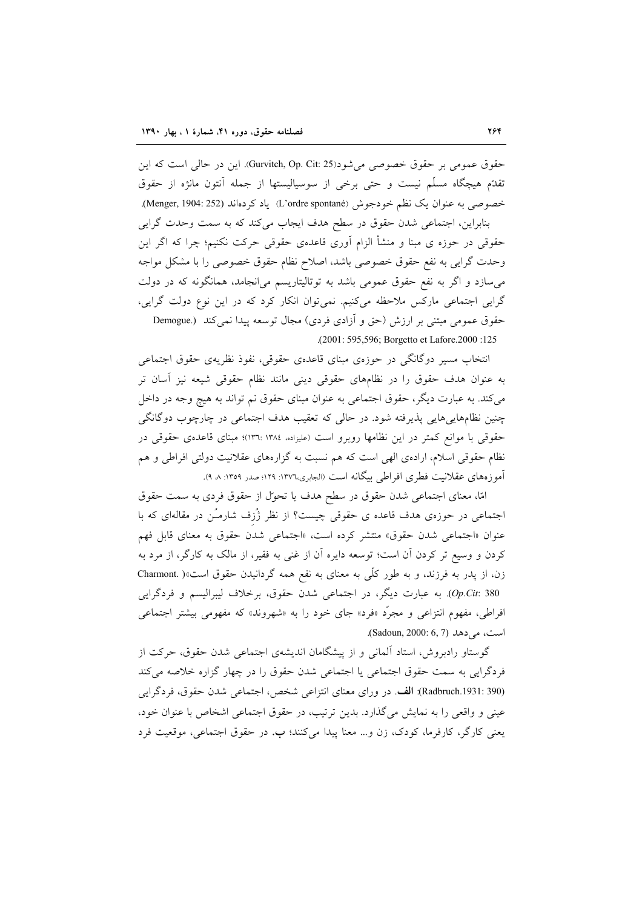حقوق عمومی بر حقوق خصوصی می‌شود(Gurvitch, Op. Cit: 25). این در حالی است که این تقدّم هیچگاه مسلّم نیست و حتی برخی از سوسیالیستها از جمله آنتون مانژه از حقوق خصوصی به عنوان یک نظم خودجوش (L'ordre spontané) یاد کرده‌اند (Menger, 1904: 252).

بنابراین، اجتماعی شدن حقوق در سطح هدف ایجاب می‌کند که به سمت وحدت گرایی حقوقی در حوزه ی مبنا و منشأ الزام آوری قاعده‌ی حقوقی حرکت نکنیم؛ چرا که اگر این وحدت گرایی به نفع حقوق خصوصی باشد، اصلاح نظام حقوق خصوصی را با مشکل مواجه می‌سازد و اگر به نفع حقوق عمومی باشد به توتالیتاریسم می‌انجامد، همانگونه که در دولت گرایی اجتماعی مارکس ملاحظه می‌کنیم. نمی‌توان انکار کرد که در این نوع دولت گرایی، حقوق عمومی مبتنی بر ارزش (حق و آزادی فردی) مجال توسعه پیدا نمی‌کند (Demogue. 2001: 595,596; Borgetto et Lafore.2000 :125).

انتخاب مسیر دوگانگی در حوزه‌ی مبنای قاعده‌ی حقوقی، نفوذ نظریه‌ی حقوق اجتماعی به عنوان هدف حقوق را در نظام‌های حقوقی دینی مانند نظام حقوقی شیعه نیز آسان تر می‌کند. به عبارت دیگر، حقوق اجتماعی به عنوان مبنای حقوق نم تواند به هیچ وجه در داخل چنین نظام‌هایی‌هایی پذیرفته شود. در حالی که تعقیب هدف اجتماعی در چارچوب دوگانگی حقوقی با موانع کمتر در این نظامها روبرو است (علیزاده، ۱۳۸٤ :۱۳٦)؛ مبنای قاعده‌ی حقوقی در نظام حقوقی اسلام، اراده‌ی الهی است که هم نسبت به گزاره‌های عقلانیت دولتی افراطی و هم آموزه‌های عقلانیت فطری افراطی بیگانه است (الجابری،۱۳۷٦: ۱۲۹؛ صدر ۱۳۵۹: ۸، ۹).

امّا، معنای اجتماعی شدن حقوق در سطح هدف یا تحوّل از حقوق فردی به سمت حقوق اجتماعی در حوزه‌ی هدف قاعده ی حقوقی چیست؟ از نظر ژُزف شارمُن در مقاله‌ای که با عنوان «اجتماعی شدن حقوق» منتشر کرده است، «اجتماعی شدنِ حقوق به معنای قابل فهم کردن و وسیع تر کردن آن است؛ توسعه دایره آن از غنی به فقیر، از مالک به کارگر، از مرد به زن، از پدر به فرزند، و به طور کلّی به معنای به نفع همه گردانیدن حقوق است»( .Charmont *Op.Cit*: 380). به عبارت دیگر، در اجتماعی شدن حقوق، برخلاف لیبرالیسم و فردگرایی افراطی، مفهوم انتزاعی و مجرّد «فرد» جای خود را به «شهروند» که مفهومی بیشتر اجتماعی است، می‌دهد (Sadoun, 2000: 6, 7).

گوستاو رادبروش، استاد آلمانی و از پیشگامان اندیشه‌ی اجتماعی شدن حقوق، حرکت از فردگرایی به سمت حقوق اجتماعی یا اجتماعی شدن حقوق را در چهار گزاره خلاصه می‌کند (Radbruch.1931: 390): **الف**. در ورای معنای انتزاعی شخص، اجتماعی شدن حقوق، فردگرایی عینی و واقعی را به نمایش می‌گذارد. بدین ترتیب، در حقوق اجتماعی اشخاص با عنوان خود، یعنی کارگر، کارفرما، کودک، زن و... معنا پیدا می‌کنند؛ **ب**. در حقوق اجتماعی، موقعیت فرد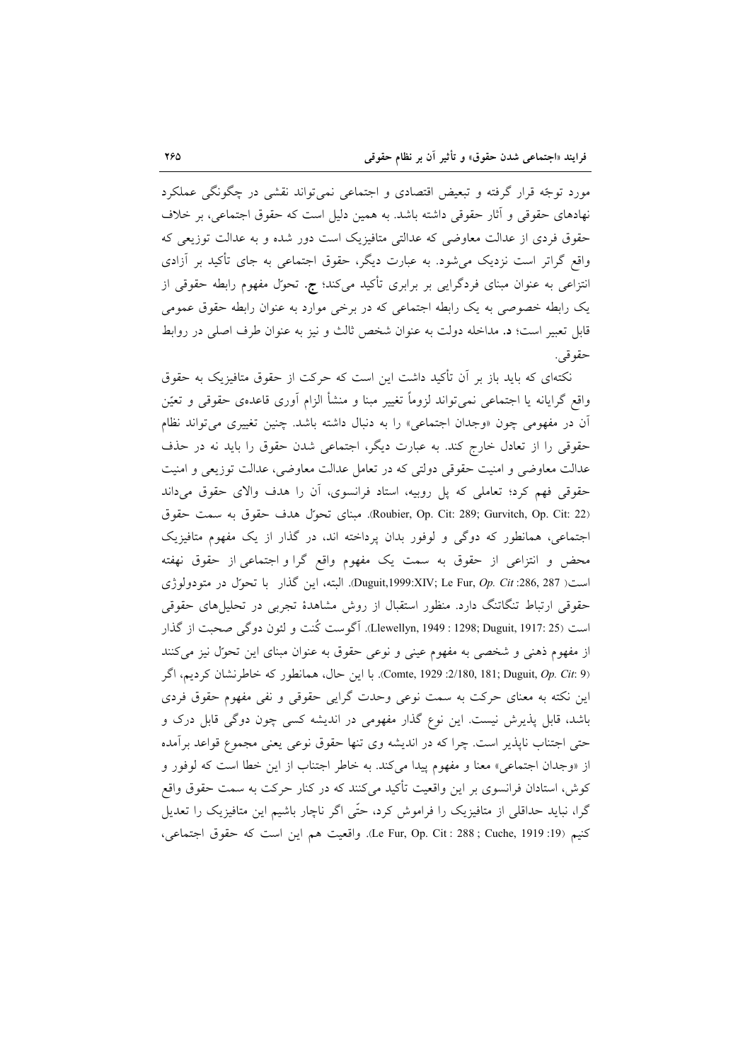مورد توجّه قرار گرفته و تبعیض اقتصادی و اجتماعی نمی‌تواند نقشی در چگونگی عملکرد نهادهای حقوقی و آثار حقوقی داشته باشد. به همین دلیل است که حقوق اجتماعی، بر خلاف حقوق فردی از عدالت معاوضی که عدالتی متافیزیک است دور شده و به عدالت توزیعی که واقع گراتر است نزدیک می‌شود. به عبارت دیگر، حقوق اجتماعی به جای تأکید بر آزادی انتزاعی به عنوان مبنای فردگرایی بر برابری تأکید می‌کند؛ **ج.** تحوّل مفهوم رابطه حقوقی از یک رابطه خصوصی به یک رابطه اجتماعی که در برخی موارد به عنوان رابطه حقوق عمومی قابل تعبیر است؛ **د.** مداخله دولت به عنوان شخص ثالث و نیز به عنوان طرف اصلی در روابط حقوقی.

نکته‌ای که باید باز بر آن تأکید داشت این است که حرکت از حقوق متافیزیک به حقوق واقع گرایانه یا اجتماعی نمی‌تواند لزوماً تغییر مبنا و منشأ الزام آوری قاعده‌ی حقوقی و تعیّن آن در مفهومی چون «وجدان اجتماعی» را به دنبال داشته باشد. چنین تغییری می‌تواند نظام حقوقی را از تعادل خارج کند. به عبارت دیگر، اجتماعی شدن حقوق را باید نه در حذف عدالت معاوضی و امنیت حقوقی دولتی که در تعامل عدالت معاوضی، عدالت توزیعی و امنیت حقوقی فهم کرد؛ تعاملی که پل روبیه، استاد فرانسوی، آن را هدف والای حقوق می‌داند (Roubier, Op. Cit: 289; Gurvitch, Op. Cit: 22). مبنای تحوّل هدف حقوق به سمت حقوق اجتماعی، همانطور که دوگی و لوفور بدان پرداخته اند، در گذار از یک مفهوم متافیزیک محض و انتزاعی از حقوق به سمت یک مفهوم واقع گرا و اجتماعی از حقوق نهفته است( Duguit,1999:XIV; Le Fur, *Op. Cit* :286, 287). البته، این گذار با تحوّل در متودولوژی حقوقی ارتباط تنگاتنگ دارد. منظور استقبال از روش مشاهدهٔ تجربی در تحلیل‌های حقوقی است (Llewellyn, 1949 : 1298; Duguit, 1917: 25). آگوست کُنت و لئون دوگی صحبت از گذار از مفهوم ذهنی و شخصی به مفهوم عینی و نوعی حقوق به عنوان مبنای این تحوّل نیز می‌کنند (Comte, 1929 :2/180, 181; Duguit, *Op. Cit*: 9). با این حال، همانطور که خاطرنشان کردیم، اگر این نکته به معنای حرکت به سمت نوعی وحدت گرایی حقوقی و نفی مفهوم حقوق فردی باشد، قابل پذیرش نیست. این نوع گذار مفهومی در اندیشه کسی چون دوگی قابل درک و حتی اجتناب ناپذیر است. چرا که در اندیشه وی تنها حقوق نوعی یعنی مجموع قواعد برآمده از «وجدان اجتماعی» معنا و مفهوم پیدا می‌کند. به خاطر اجتناب از این خطا است که لوفور و کوش، استادان فرانسوی بر این واقعیت تأکید می‌کنند که در کنار حرکت به سمت حقوق واقع گرا، نباید حداقلی از متافیزیک را فراموش کرد، حتّی اگر ناچار باشیم این متافیزیک را تعدیل کنیم (Le Fur, Op. Cit : 288 ; Cuche, 1919 :19). واقعیت هم این است که حقوق اجتماعی،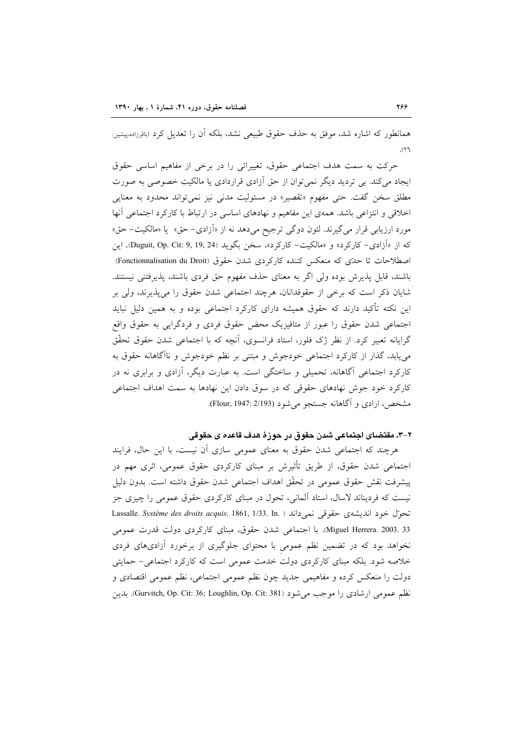همانطور که اشاره شد، موفق به حذف حقوق طبیعی نشد، بلکه آن را تعدیل کرد (باقرزاده،پیشین: ٢٦).

حرکت به سمت هدف اجتماعی حقوق، تغییراتی را در برخی از مفاهیم اساسی حقوق ایجاد می‌کند. بی تردید دیگر نمی‌توان از حق آزادی قراردادی یا مالکیت خصوصی به صورت مطلق سخن گفت. حتی مفهوم «تقصیر» در مسئولیت مدنی نیز نمی‌تواند محدود به معنایی اخلاقی و انتزاعی باشد. همه‌ی این مفاهیم و نهادهای اساسی در ارتباط با کارکرد اجتماعی آنها مورد ارزیابی قرار می‌گیرند. لئون دوگی ترجیح می‌دهد نه از «آزادی- حق» یا «مالکیت- حق» که از «آزادی- کارکرد» و «مالکیت- کارکرد»، سخن بگوید (Duguit, Op. Cit: 9, 19, 24). این اصطلاحات تا حدّی که منعکس کننده کارکردی شدن حقوق (Fonctionnalisation du Droit) باشند، قابل پذیرش بوده ولی اگر به معنای حذف مفهوم حق فردی باشند، پذیرفتنی نیستند. شایان ذکر است که برخی از حقوقدانان، هرچند اجتماعی شدن حقوق را می‌پذیرند، ولی بر این نکته تأکید دارند که حقوق همیشه دارای کارکرد اجتماعی بوده و به همین دلیل نباید اجتماعی شدن حقوق را عبور از متافیزیک محض حقوق فردی و فردگرایی به حقوق واقع گرایانه تعبیر کرد. از نظر ژک فلور، استاد فرانسوی، آنچه که با اجتماعی شدن حقوق تحقّق می‌یابد، گذار از کارکرد اجتماعی خودجوش و مبتنی بر نظم خودجوش و ناآگاهانه حقوق به کارکرد اجتماعی آگاهانه، تحمیلی و ساختگی است. به عبارت دیگر، آزادی و برابری نه در کارکرد خود جوش نهادهای حقوقی که در سوق دادن این نهادها به سمت اهداف اجتماعی مشخص، ارادی و آگاهانه جستجو می‌شود (Flour, 1947: 2/193).

### ٢-٣. مقتضای اجتماعی شدن حقوق در حوزهٔ هدف قاعده ی حقوقی

هرچند که اجتماعی شدن حقوق به معنای عمومی سازی آن نیست، با این حال، فرایند اجتماعی شدن حقوق، از طریق تأثیرش بر مبنای کارکردی حقوق عمومی، اثری مهم در پیشرفت نقش حقوق عمومی در تحقّق اهداف اجتماعی شدن حقوق داشته است. بدون دلیل نیست که فردیناند لاسال، استاد آلمانی، تحول در مبنای کارکردی حقوق عمومی را چیزی جز تحوّل خود اندیشه‌ی حقوقی نمی‌داند ( Lassalle. *Système des droits acquis*. 1861, 1/33. In. Miguel Herrera. 2003. 33). با اجتماعی شدن حقوق، مبنای کارکردی دولت قدرت عمومی نخواهد بود که در تضمین نظم عمومیِ با محتوای جلوگیری از برخورد آزادی‌های فردی خلاصه شود. بلکه مبنای کارکردی دولتِ خدمت عمومی است که کارکرد اجتماعی- حمایتی دولت را منعکس کرده و مفاهیمی جدید چون نظم عمومی اجتماعی، نظم عمومی اقتصادی و نظم عمومی ارشادی را موجب می‌شود (Gurvitch, Op. Cit: 36; Loughlin, Op. Cit: 381). بدین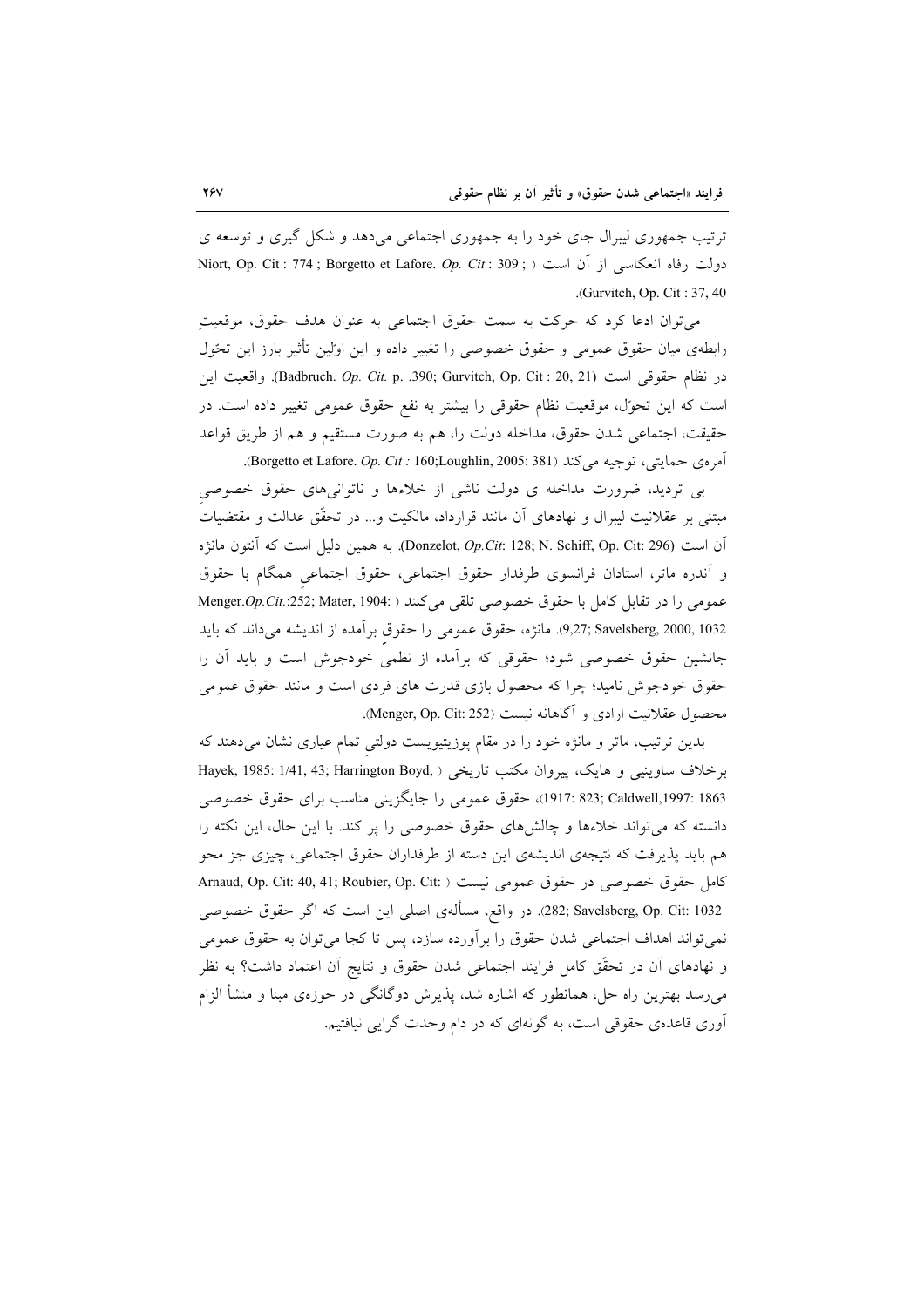ترتیب جمهوری لیبرال جای خود را به جمهوری اجتماعی می‌دهد و شکل گیری و توسعه ی دولت رفاه انعکاسی از آن است (Niort, Op. Cit : 774 ; Borgetto et Lafore. *Op. Cit* : 309 ; Gurvitch, Op. Cit : 37, 40).

می‌توان ادعا کرد که حرکت به سمت حقوق اجتماعی به عنوان هدف حقوق، موقعیتِ رابطه‌ی میان حقوق عمومی و حقوق خصوصی را تغییر داده و این اوّلین تأثیر بارز این تحوّل در نظام حقوقی است (Badbruch. *Op. Cit.* p. .390; Gurvitch, Op. Cit : 20, 21). واقعیت این است که این تحوّل، موقعیت نظام حقوقی را بیشتر به نفع حقوق عمومی تغییر داده است. در حقیقت، اجتماعی شدن حقوق، مداخله دولت را، هم به صورت مستقیم و هم از طریق قواعد آمره‌ی حمایتی، توجیه می‌کند (Borgetto et Lafore. *Op. Cit :* 160;Loughlin, 2005: 381).

بی تردید، ضرورت مداخله ی دولت ناشی از خلاءها و ناتوانی‌های حقوق خصوصیِ مبتنی بر عقلانیت لیبرال و نهادهای آن مانند قرارداد، مالکیت و... در تحقّق عدالت و مقتضیات آن است (Donzelot, *Op.Cit*: 128; N. Schiff, Op. Cit: 296). به همین دلیل است که آنتون مانژه و آندره ماتر، استادان فرانسوی طرفدار حقوق اجتماعی، حقوق اجتماعیِ همگام با حقوق عمومی را در تقابل کامل با حقوق خصوصی تلقی می‌کنند (Menger.*Op.Cit.*:252; Mater, 1904: 9,27; Savelsberg, 2000, 1032). مانژه، حقوق عمومی را حقوق برآمده از اندیشه می‌داند که باید جانشین حقوق خصوصی شود؛ حقوقی که برآمده از نظمیِ خودجوش است و باید آن را حقوق خودجوش نامید؛ چرا که محصول بازی قدرت های فردی است و مانند حقوق عمومی محصول عقلانیت ارادی و آگاهانه نیست (Menger, Op. Cit: 252).

بدین ترتیب، ماتر و مانژه خود را در مقام پوزیتیویست دولتیِ تمام عیاری نشان می‌دهند که برخلاف ساوینیی و هایک، پیروان مکتب تاریخی (Hayek, 1985: 1/41, 43; Harrington Boyd, 1917: 823; Caldwell,1997: 1863)، حقوق عمومی را جایگزینی مناسب برای حقوق خصوصی دانسته که می‌تواند خلاءها و چالش‌های حقوق خصوصی را پر کند. با این حال، این نکته را هم باید پذیرفت که نتیجه‌ی اندیشه‌ی این دسته از طرفداران حقوق اجتماعی، چیزی جز محو کامل حقوق خصوصی در حقوق عمومی نیست (Arnaud, Op. Cit: 40, 41; Roubier, Op. Cit: 282; Savelsberg, Op. Cit: 1032). در واقع، مسأله‌ی اصلی این است که اگر حقوق خصوصی نمی‌تواند اهداف اجتماعی شدن حقوق را برآورده سازد، پس تا کجا می‌توان به حقوق عمومی و نهادهای آن در تحقّق کامل فرایند اجتماعی شدن حقوق و نتایج آن اعتماد داشت؟ به نظر می‌رسد بهترین راه حل، همانطور که اشاره شد، پذیرش دوگانگی در حوزه‌ی مبنا و منشأ الزام آوری قاعده‌ی حقوقی است، به گونه‌ای که در دام وحدت گرایی نیافتیم.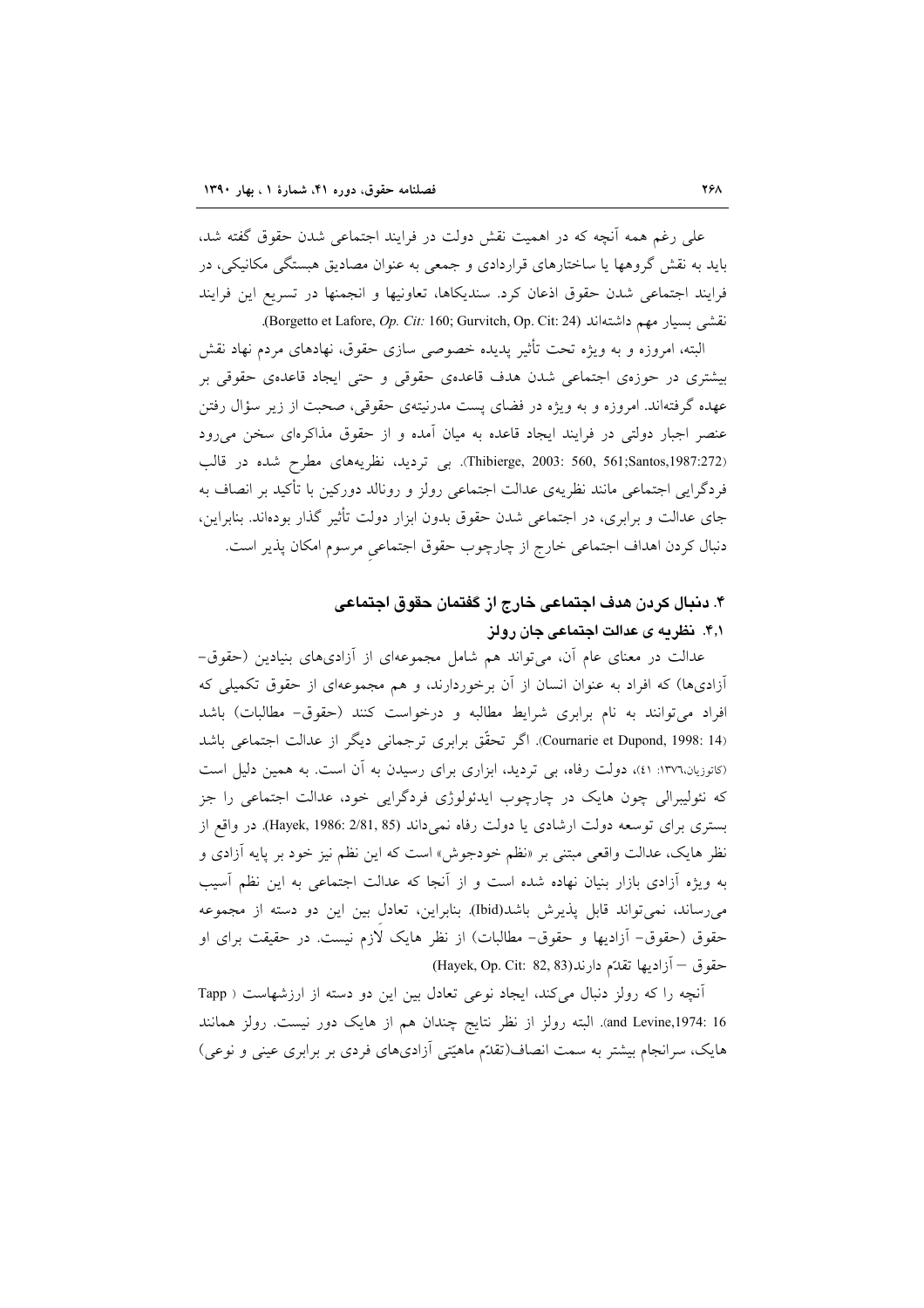علی رغم همه آنچه که در اهمیت نقش دولت در فرایند اجتماعی شدن حقوق گفته شد، باید به نقش گروهها یا ساختارهای قراردادی و جمعی به عنوان مصادیق هبستگی مکانیکی، در فرایند اجتماعی شدن حقوق اذعان کرد. سندیکاها، تعاونیها و انجمنها در تسریع این فرایند نقشی بسیار مهم داشته‌اند (Borgetto et Lafore, *Op. Cit:* 160; Gurvitch, Op. Cit: 24).

البته، امروزه و به ویژه تحت تأثیر پدیده خصوصی سازی حقوق، نهادهای مردم نهاد نقش بیشتری در حوزه‌ی اجتماعی شدن هدف قاعده‌ی حقوقی و حتی ایجاد قاعده‌ی حقوقی بر عهده گرفته‌اند. امروزه و به ویژه در فضای پست مدرنیته‌ی حقوقی، صحبت از زیر سؤال رفتن عنصر اجبار دولتی در فرایند ایجاد قاعده به میان آمده و از حقوق مذاکره‌ای سخن می‌رود (Thibierge, 2003: 560, 561;Santos,1987:272). بی تردید، نظریه‌های مطرح شده در قالب فردگرایی اجتماعی مانند نظریه‌ی عدالت اجتماعی رولز و رونالد دورکین با تأکید بر انصاف به جای عدالت و برابری، در اجتماعی شدن حقوق بدون ابزار دولت تأثیر گذار بوده‌اند. بنابراین، دنبال کردن اهداف اجتماعی خارج از چارچوب حقوق اجتماعیِ مرسوم امکان پذیر است.

## ۴. دنبال کردن هدف اجتماعی خارج از گفتمان حقوق اجتماعی

### ۴٫۱. نظریه ی عدالت اجتماعی جان رولز

عدالت در معنای عام آن، می‌تواند هم شامل مجموعه‌ای از آزادی‌های بنیادین (حقوق- آزادی‌ها) که افراد به عنوان انسان از آن برخوردارند، و هم مجموعه‌ای از حقوق تکمیلی که افراد می‌توانند به نام برابری شرایط مطالبه و درخواست کنند (حقوق- مطالبات) باشد (Cournarie et Dupond, 1998: 14). اگر تحقّق برابری ترجمانی دیگر از عدالت اجتماعی باشد (کاتوزیان،۱۳۷۶: ٤١)، دولت رفاه، بی تردید، ابزاری برای رسیدن به آن است. به همین دلیل است که نئولیبرالی چون هایک در چارچوب ایدئولوژی فردگرایی خود، عدالت اجتماعی را جز بستری برای توسعه دولت ارشادی یا دولت رفاه نمی‌داند (Hayek, 1986: 2/81, 85). در واقع از نظر هایک، عدالت واقعی مبتنی بر «نظم خودجوش» است که این نظم نیز خود بر پایه آزادی و به ویژه آزادی بازار بنیان نهاده شده است و از آنجا که عدالت اجتماعی به این نظم آسیب می‌رساند، نمی‌تواند قابل پذیرش باشد(Ibid). بنابراین، تعادل بین این دو دسته از مجموعه حقوق (حقوق- آزادیها و حقوق- مطالبات) از نظر هایک لاَزم نیست. در حقیقت برای او حقوق – آزادیها تقدّم دارند(Hayek, Op. Cit: 82, 83)

آنچه را که رولز دنبال می‌کند، ایجاد نوعی تعادل بین این دو دسته از ارزشهاست ( Tapp and Levine,1974: 16). البته رولز از نظر نتایج چندان هم از هایک دور نیست. رولز همانند هایک، سرانجام بیشتر به سمت انصاف(تقدّم ماهیّتی آزادی‌های فردی بر برابری عینی و نوعی)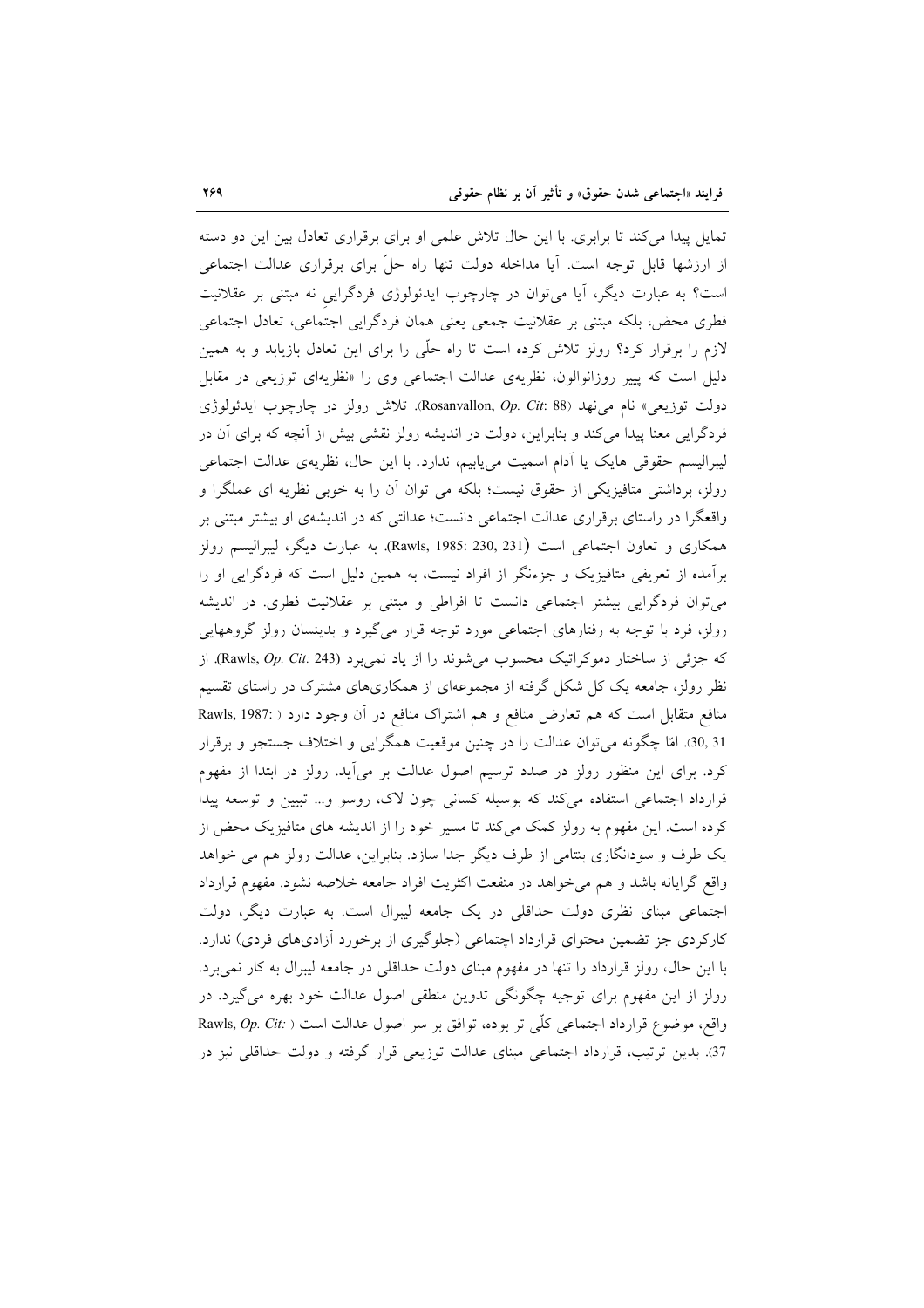تمایل پیدا می‌کند تا برابری. با این حال تلاش علمی او برای برقراری تعادل بین این دو دسته از ارزشها قابل توجه است. آیا مداخله دولت تنها راه حلّ برای برقراری عدالت اجتماعی است؟ به عبارت دیگر، آیا می‌توان در چارچوب ایدئولوژی فردگرایی نه مبتنی بر عقلانیت فطری محض، بلکه مبتنی بر عقلانیت جمعی یعنی همان فردگرایی اجتماعی، تعادل اجتماعی لازم را برقرار کرد؟ رولز تلاش کرده است تا راه حلّی را برای این تعادل بازیابد و به همین دلیل است که پییر روزانوالون، نظریه‌ی عدالت اجتماعی وی را «نظریه‌ای توزیعی در مقابل دولت توزیعی» نام می‌نهد (Rosanvallon, *Op. Cit*: 88). تلاش رولز در چارچوب ایدئولوژی فردگرایی معنا پیدا می‌کند و بنابراین، دولت در اندیشه رولز نقشی بیش از آنچه که برای آن در لیبرالیسم حقوقی هایک یا آدام اسمیت می‌یابیم، ندارد. با این حال، نظریه‌ی عدالت اجتماعی رولز، برداشتی متافیزیکی از حقوق نیست؛ بلکه می توان آن را به خوبی نظریه ای عملگرا و واقعگرا در راستای برقراری عدالت اجتماعی دانست؛ عدالتی که در اندیشه‌ی او بیشتر مبتنی بر همکاری و تعاون اجتماعی است (Rawls, 1985: 230, 231). به عبارت دیگر، لیبرالیسم رولز برآمده از تعریفی متافیزیک و جزءنگر از افراد نیست، به همین دلیل است که فردگرایی او را می‌توان فردگرایی بیشتر اجتماعی دانست تا افراطی و مبتنی بر عقلانیت فطری. در اندیشه رولز، فرد با توجه به رفتارهای اجتماعی مورد توجه قرار می‌گیرد و بدینسان رولز گروههایی که جزئی از ساختار دموکراتیک محسوب می‌شوند را از یاد نمی‌برد (Rawls, *Op. Cit:* 243). از نظر رولز، جامعه یک کل شکل گرفته از مجموعه‌ای از همکاری‌های مشترک در راستای تقسیم منافع متقابل است که هم تعارض منافع و هم اشتراک منافع در آن وجود دارد ( Rawls, 1987: 30, 31). امّا چگونه می‌توان عدالت را در چنین موقعیت همگرایی و اختلاف جستجو و برقرار کرد. برای این منظور رولز در صدد ترسیم اصول عدالت بر می‌آید. رولز در ابتدا از مفهوم قرارداد اجتماعی استفاده می‌کند که بوسیله کسانی چون لاک، روسو و... تبیین و توسعه پیدا کرده است. این مفهوم به رولز کمک می‌کند تا مسیر خود را از اندیشه های متافیزیک محض از یک طرف و سودانگاری بنتامی از طرف دیگر جدا سازد. بنابراین، عدالت رولز هم می خواهد واقع گرایانه باشد و هم می‌خواهد در منفعت اکثریت افراد جامعه خلاصه نشود. مفهوم قرارداد اجتماعی مبنای نظری دولت حداقلی در یک جامعه لیبرال است. به عبارت دیگر، دولت کارکردی جز تضمین محتوای قرارداد اجتماعی (جلوگیری از برخورد آزادی‌های فردی) ندارد. با این حال، رولز قرارداد را تنها در مفهوم مبنای دولت حداقلی در جامعه لیبرال به کار نمی‌برد. رولز از این مفهوم برای توجیه چگونگی تدوین منطقی اصول عدالت خود بهره می‌گیرد. در واقع، موضوع قرارداد اجتماعی کلّی تر بوده، توافق بر سر اصول عدالت است ( Rawls, *Op. Cit:* 37). بدین ترتیب، قرارداد اجتماعی مبنای عدالت توزیعی قرار گرفته و دولت حداقلی نیز در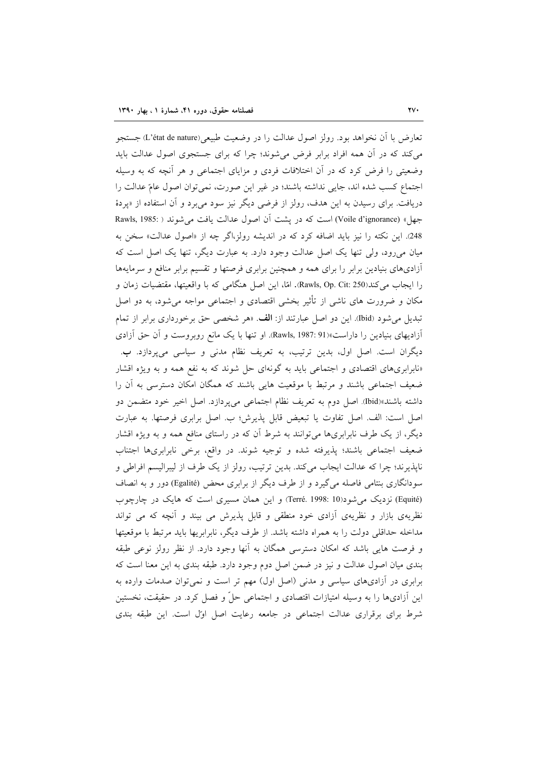تعارض با آن نخواهد بود. رولز اصول عدالت را در وضعیت طبیعی(L'état de nature) جستجو می‌کند که در آن همه افراد برابر فرض می‌شوند؛ چرا که برای جستجوی اصول عدالت باید وضعیتی را فرض کرد که در آن اختلافات فردی و مزایای اجتماعی و هر آنچه که به وسیله اجتماع کسب شده اند، جایی نداشته باشند؛ در غیر این صورت، نمی‌توان اصول عامّ عدالت را دریافت. برای رسیدن به این هدف، رولز از فرضی دیگر نیز سود می‌برد و آن استفاده از «پردهٔ جهل» (Voile d'ignorance) است که در پشت آن اصول عدالت یافت می‌شوند ( Rawls, 1985: 248). این نکته را نیز باید اضافه کرد که در اندیشه رولز،اگر چه از «اصول عدالت» سخن به میان می‌رود، ولی تنها یک اصل عدالت وجود دارد. به عبارت دیگر، تنها یک اصل است که آزادی‌های بنیادین برابر را برای همه و همچنین برابری فرصتها و تقسیم برابر منافع و سرمایه‌ها را ایجاب می‌کند(Rawls, Op. Cit: 250). امّا، این اصل هنگامی که با واقعیتها، مقتضیات زمان و مکان و ضرورت های ناشی از تأثیر بخشی اقتصادی و اجتماعی مواجه می‌شود، به دو اصل تبدیل می‌شود (Ibid). این دو اصل عبارتند از: **الف**. «هر شخصی حق برخورداری برابر از تمام آزادیهای بنیادین را داراست»(Rawls, 1987: 91). او تنها با یک مانع روبروست و آن حق آزادی دیگران است. اصل اول، بدین ترتیب، به تعریف نظام مدنی و سیاسی می‌پردازد. **ب**. «نابرابری‌های اقتصادی و اجتماعی باید به گونه‌ای حل شوند که به نفع همه و به ویژه اقشار ضعیف اجتماعی باشند و مرتبط با موقعیت هایی باشند که همگان امکان دسترسی به آن را داشته باشند»(Ibid). اصل دوم به تعریف نظام اجتماعی می‌پردازد. اصل اخیر خود متضمن دو اصل است: الف. اصل تفاوت یا تبعیض قابل پذیرش؛ ب. اصل برابری فرصتها. به عبارت دیگر، از یک طرف نابرابری‌ها می‌توانند به شرط آن که در راستای منافع همه و به ویژه اقشار ضعیف اجتماعی باشند؛ پذیرفته شده و توجیه شوند. در واقع، برخی نابرابری‌ها اجتناب ناپذیرند؛ چرا که عدالت ایجاب می‌کند. بدین ترتیب، رولز از یک طرف از لیبرالیسم افراطی و سودانگاری بنتامی فاصله می‌گیرد و از طرف دیگر از برابری محض (Egalité) دور و به انصاف (Equité) نزدیک می‌شود(Terré. 1998: 10) و این همان مسیری است که هایک در چارچوب نظریه‌ی بازار و نظریه‌ی آزادی خود منطقی و قابل پذیرش می بیند و آنچه که می تواند مداخله حداقلی دولت را به همراه داشته باشد. از طرف دیگر، نابرابریها باید مرتبط با موقعیتها و فرصت هایی باشد که امکان دسترسی همگان به آنها وجود دارد. از نظر رولز نوعی طبقه بندی میان اصول عدالت و نیز در ضمن اصل دوم وجود دارد. طبقه بندی به این معنا است که برابری در آزادی‌های سیاسی و مدنی (اصل اول) مهم تر است و نمی‌توان صدمات وارده به این آزادی‌ها را به وسیله امتیازات اقتصادی و اجتماعی حلّ و فصل کرد. در حقیقت، نخستین شرط برای برقراری عدالت اجتماعی در جامعه رعایت اصل اوّل است. این طبقه بندی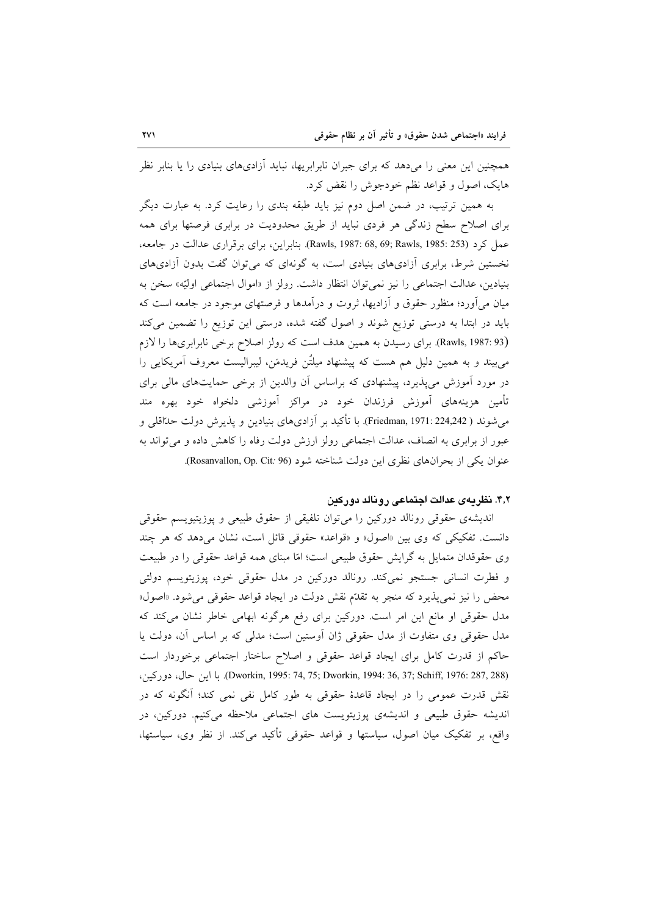همچنین این معنی را می‌دهد که برای جبران نابرابریها، نباید آزادی‌های بنیادی را یا بنابر نظر هایک، اصول و قواعد نظم خودجوش را نقض کرد.

به همین ترتیب، در ضمن اصل دوم نیز باید طبقه بندی را رعایت کرد. به عبارت دیگر برای اصلاح سطح زندگی هر فردی نباید از طریق محدودیت در برابری فرصتها برای همه عمل کرد (Rawls, 1987: 68, 69; Rawls, 1985: 253). بنابراین، برای برقراری عدالت در جامعه، نخستین شرط، برابری آزادی‌های بنیادی است، به گونه‌ای که می‌توان گفت بدون آزادی‌های بنیادین، عدالت اجتماعی را نیز نمی‌توان انتظار داشت. رولز از «اموال اجتماعی اولیّه» سخن به میان می‌آورد؛ منظور حقوق و آزادیها، ثروت و درآمدها و فرصتهای موجود در جامعه است که باید در ابتدا به درستی توزیع شوند و اصول گفته شده، درستی این توزیع را تضمین می‌کند (Rawls, 1987: 93). برای رسیدن به همین هدف است که رولز اصلاح برخی نابرابری‌ها را لازم می‌بیند و به همین دلیل هم هست که پیشنهاد میلتُن فریدمَن، لیبرالیست معروف آمریکایی را در مورد آموزش می‌پذیرد، پیشنهادی که براساس آن والدین از برخی حمایت‌های مالی برای تأمین هزینه‌های آموزش فرزندان خود در مراکز آموزشی دلخواه خود بهره مند می‌شوند (Friedman, 1971: 224,242). با تأکید بر آزادی‌های بنیادین و پذیرش دولت حدّاقلی و عبور از برابری به انصاف، عدالت اجتماعی رولز ارزش دولت رفاه را کاهش داده و می‌تواند به عنوان یکی از بحران‌های نظری این دولت شناخته شود (Rosanvallon, Op. Cit: 96).

### ۴،۲. نظریه‌ی عدالت اجتماعی رونالد دورکین

اندیشه‌ی حقوقی رونالد دورکین را می‌توان تلفیقی از حقوق طبیعی و پوزیتیویسم حقوقی دانست. تفکیکی که وی بین «اصول» و «قواعد» حقوقی قائل است، نشان می‌دهد که هر چند وی حقوقدان متمایل به گرایش حقوق طبیعی است؛ امّا مبنای همه قواعد حقوقی را در طبیعت و فطرت انسانی جستجو نمی‌کند. رونالد دورکین در مدل حقوقی خود، پوزیتیویسم دولتی محض را نیز نمی‌پذیرد که منجر به تقدّم نقش دولت در ایجاد قواعد حقوقی می‌شود. «اصول» مدل حقوقی او مانع این امر است. دورکین برای رفع هرگونه ابهامی خاطر نشان می‌کند که مدل حقوقی وی متفاوت از مدل حقوقی ژان آوستین است؛ مدلی که بر اساس آن، دولت یا حاکم از قدرت کامل برای ایجاد قواعد حقوقی و اصلاح ساختار اجتماعی برخوردار است (Dworkin, 1995: 74, 75; Dworkin, 1994: 36, 37; Schiff, 1976: 287, 288). با این حال، دورکین، نقش قدرت عمومی را در ایجاد قاعدهٔ حقوقی به طور کامل نفی نمی کند؛ آنگونه که در اندیشه حقوق طبیعی و اندیشه‌ی پوزیتویست های اجتماعی ملاحظه می‌کنیم. دورکین، در واقع، بر تفکیک میان اصول، سیاستها و قواعد حقوقی تأکید می‌کند. از نظر وی، سیاستها،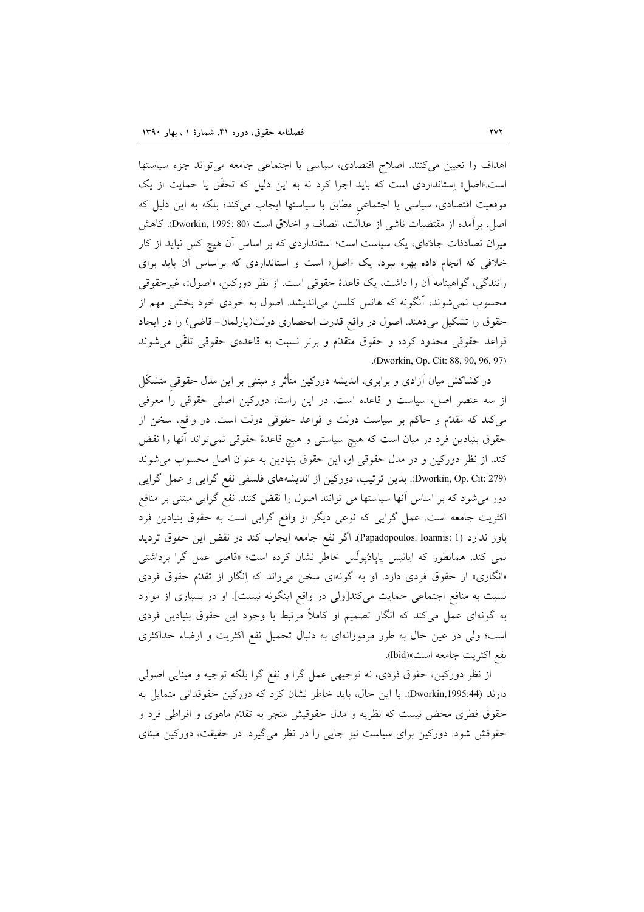اهداف را تعیین می‌کنند. اصلاح اقتصادی، سیاسی یا اجتماعی جامعه می‌تواند جزء سیاستها است.«اصل» اِستانداردی است که باید اجرا کرد نه به این دلیل که تحقّق یا حمایت از یک موقعیت اقتصادی، سیاسی یا اجتماعیِ مطابق با سیاستها ایجاب می‌کند؛ بلکه به این دلیل که اصل، برآمده از مقتضیات ناشی از عدالت، انصاف و اخلاق است (Dworkin, 1995: 80). کاهش میزان تصادفات جادّه‌ای، یک سیاست است؛ استانداردی که بر اساس آن هیچ کس نباید از کار خلافی که انجام داده بهره ببرد، یک «اصل» است و استانداردی که براساس آن باید برای رانندگی، گواهینامه آن را داشت، یک قاعدهٔ حقوقی است. از نظر دورکین، «اصول»، غیرحقوقی محسوب نمی‌شوند، آنگونه که هانس کلسن می‌اندیشد. اصول به خودی خود بخشی مهم از حقوق را تشکیل می‌دهند. اصول در واقع قدرت انحصاری دولت(پارلمان- قاضی) را در ایجاد قواعد حقوقی محدود کرده و حقوق متقدّم و برتر نسبت به قاعده‌ی حقوقی تلقّی می‌شوند (Dworkin, Op. Cit: 88, 90, 96, 97).

در کشاکش میان آزادی و برابری، اندیشه دورکین متأثر و مبتنی بر این مدل حقوقیِ متشکّل از سه عنصر اصل، سیاست و قاعده است. در این راستا، دورکین اصلی حقوقی را معرفی می‌کند که مقدّم و حاکم بر سیاست دولت و قواعد حقوقی دولت است. در واقع، سخن از حقوق بنیادین فرد در میان است که هیچ سیاستی و هیچ قاعدهٔ حقوقی نمی‌تواند آنها را نقض کند. از نظر دورکین و در مدل حقوقی او، این حقوق بنیادین به عنوان اصل محسوب می‌شوند (Dworkin, Op. Cit: 279). بدین ترتیب، دورکین از اندیشه‌های فلسفی نفع گرایی و عمل گرایی دور می‌شود که بر اساس آنها سیاستها می توانند اصول را نقض کنند. نفع گرایی مبتنی بر منافع اکثریت جامعه است. عمل گرایی که نوعی دیگر از واقع گرایی است به حقوق بنیادین فرد باور ندارد (Papadopoulos. Ioannis: 1). اگر نفع جامعه ایجاب کند در نقض این حقوق تردید نمی کند. همانطور که ایانیس پاپادُپولُس خاطر نشان کرده است؛ «قاضی عمل گرا برداشتی «انگاری» از حقوق فردی دارد. او به گونه‌ای سخن می‌راند که اِنگار از تقدّم حقوق فردی نسبت به منافع اجتماعی حمایت می‌کند[ولی در واقع اینگونه نیست]. او در بسیاری از موارد به گونه‌ای عمل می‌کند که انگار تصمیم او کاملاً مرتبط با وجود این حقوق بنیادین فردی است؛ ولی در عین حال به طرز مرموزانه‌ای به دنبال تحمیل نفع اکثریت و ارضاء حداکثری نفع اکثریت جامعه است»(Ibid).

از نظر دورکین، حقوق فردی، نه توجیهی عمل گرا و نفع گرا بلکه توجیه و مبنایی اصولی دارند (Dworkin,1995:44). با این حال، باید خاطر نشان کرد که دورکین حقوقدانی متمایل به حقوق فطری محض نیست که نظریه و مدل حقوقیش منجر به تقدّم ماهوی و افراطی فرد و حقوقش شود. دورکین برای سیاست نیز جایی را در نظر می‌گیرد. در حقیقت، دورکین مبنای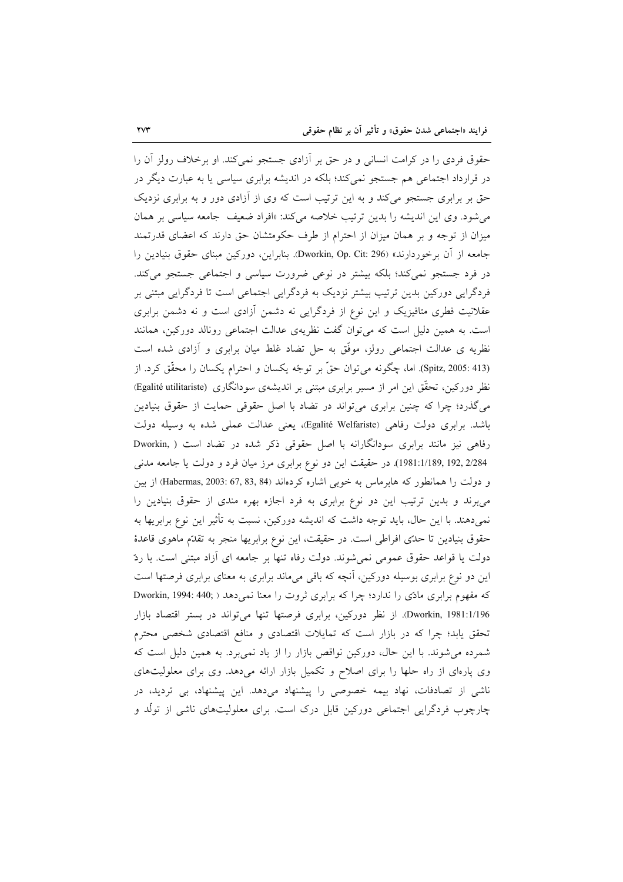حقوق فردی را در کرامت انسانی و در حق بر آزادی جستجو نمی‌کند. او برخلاف رولز آن را در قرارداد اجتماعی هم جستجو نمی‌کند؛ بلکه در اندیشه برابری سیاسی یا به عبارت دیگر در حق بر برابری جستجو می‌کند و به این ترتیب است که وی از آزادی دور و به برابری نزدیک می‌شود. وی این اندیشه را بدین ترتیب خلاصه می‌کند: «افراد ضعیف جامعه سیاسی بر همان میزان از توجه و بر همان میزان از احترام از طرف حکومتشان حق دارند که اعضای قدرتمند جامعه از آن برخوردارند» (Dworkin, Op. Cit: 296). بنابراین، دورکین مبنای حقوق بنیادین را در فرد جستجو نمی‌کند؛ بلکه بیشتر در نوعی ضرورت سیاسی و اجتماعی جستجو می‌کند. فردگرایی دورکین بدین ترتیب بیشتر نزدیک به فردگرایی اجتماعی است تا فردگرایی مبتنی بر عقلانیت فطری متافیزیک و این نوع از فردگرایی نه دشمن آزادی است و نه دشمن برابری است. به همین دلیل است که می‌توان گفت نظریه‌ی عدالت اجتماعی رونالد دورکین، همانند نظریه ی عدالت اجتماعی رولز، موفّق به حل تضاد غلط میان برابری و آزادی شده است (Spitz, 2005: 413). اما، چگونه می‌توان حقّ بر توجّه یکسان و احترام یکسان را محقّق کرد. از نظر دورکین، تحقّق این امر از مسیر برابری مبتنی بر اندیشه‌ی سودانگاری (Egalité utilitariste) می‌گذرد؛ چرا که چنین برابری می‌تواند در تضاد با اصل حقوقی حمایت از حقوق بنیادین باشد. برابری دولت رفاهی (Egalité Welfariste)، یعنی عدالت عملی شده به وسیله دولت رفاهی نیز مانند برابری سودانگارانه با اصل حقوقی ذکر شده در تضاد است ( Dworkin, 1981:1/189, 192, 2/284). در حقیقت این دو نوع برابری مرز میان فرد و دولت یا جامعه مدنی و دولت را همانطور که هابرماس به خوبی اشاره کرده‌اند (Habermas, 2003: 67, 83, 84) از بین می‌برند و بدین ترتیب این دو نوع برابری به فرد اجازه بهره مندی از حقوق بنیادین را نمی‌دهند. با این حال، باید توجه داشت که اندیشه دورکین، نسبت به تأثیر این نوع برابریها به حقوق بنیادین تا حدّی افراطی است. در حقیقت، این نوع برابریها منجر به تقدّم ماهوی قاعدهٔ دولت یا قواعد حقوق عمومی نمی‌شوند. دولت رفاه تنها بر جامعه ای آزاد مبتنی است. با ردّ این دو نوع برابری بوسیله دورکین، آنچه که باقی می‌ماند برابری به معنای برابری فرصتها است که مفهوم برابری مادّی را ندارد؛ چرا که برابری ثروت را معنا نمی‌دهد ( ;Dworkin, 1994: 440 Dworkin, 1981:1/196). از نظر دورکین، برابری فرصتها تنها می‌تواند در بستر اقتصاد بازار تحقق یابد؛ چرا که در بازار است که تمایلات اقتصادی و منافع اقتصادی شخصی محترم شمرده می‌شوند. با این حال، دورکین نواقص بازار را از یاد نمی‌برد. به همین دلیل است که وی پاره‌ای از راه حلها را برای اصلاح و تکمیل بازار ارائه می‌دهد. وی برای معلولیت‌های ناشی از تصادفات، نهاد بیمه خصوصی را پیشنهاد می‌دهد. این پیشنهاد، بی تردید، در چارچوب فردگرایی اجتماعی دورکین قابل درک است. برای معلولیت‌های ناشی از تولّد و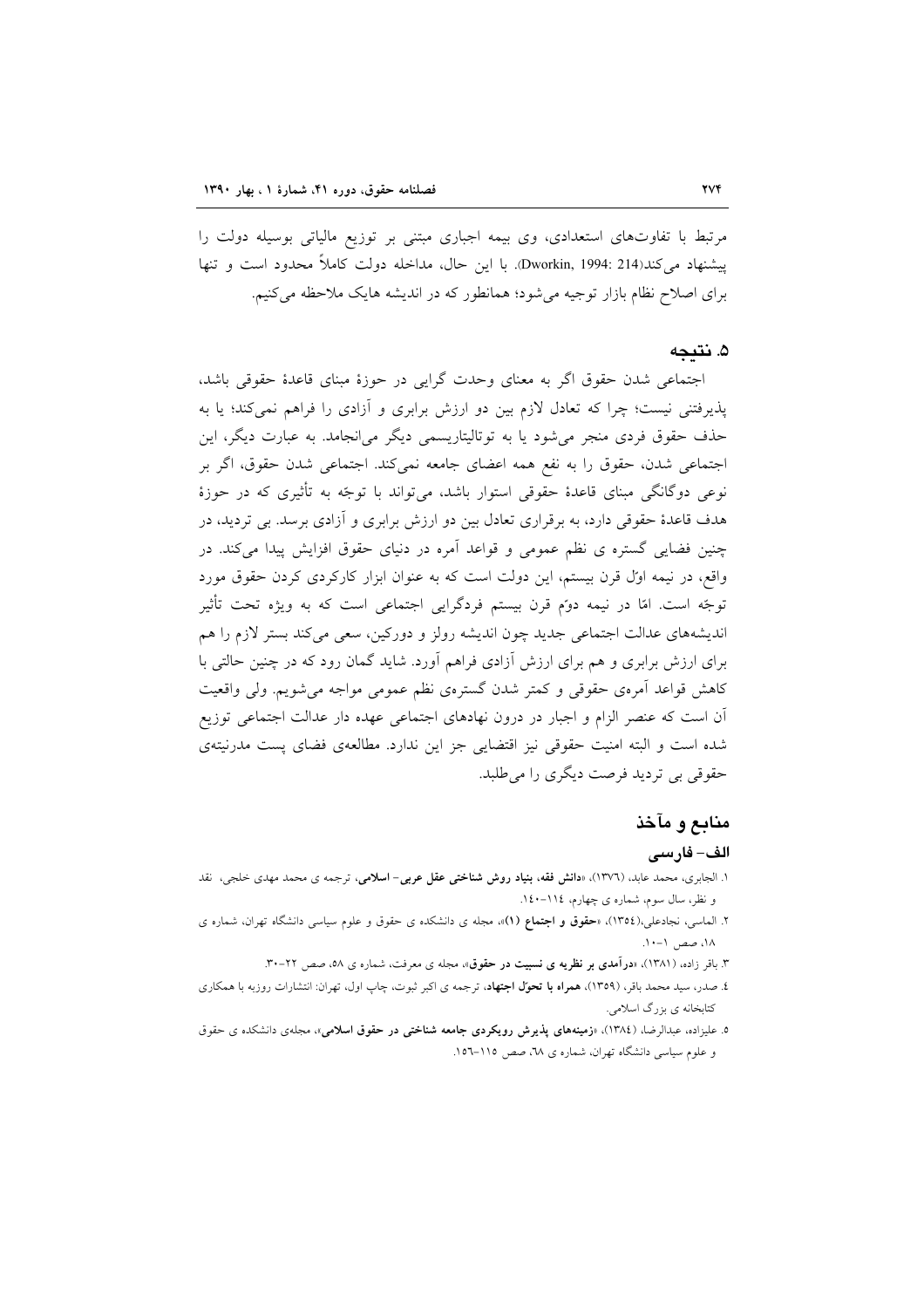مرتبط با تفاوت‌های استعدادی، وی بیمه اجباری مبتنی بر توزیع مالیاتی بوسیله دولت را پیشنهاد می‌کند(Dworkin, 1994: 214). با این حال، مداخله دولت کاملاً محدود است و تنها برای اصلاح نظام بازار توجیه می‌شود؛ همانطور که در اندیشه هایک ملاحظه می‌کنیم.

## ۵. نتیجه

اجتماعی شدن حقوق اگر به معنای وحدت گرایی در حوزهٔ مبنای قاعدهٔ حقوقی باشد، پذیرفتنی نیست؛ چرا که تعادل لازم بین دو ارزش برابری و آزادی را فراهم نمی‌کند؛ یا به حذف حقوق فردی منجر می‌شود یا به توتالیتاریسمی دیگر می‌انجامد. به عبارت دیگر، این اجتماعی شدن، حقوق را به نفع همه اعضای جامعه نمی‌کند. اجتماعی شدن حقوق، اگر بر نوعی دوگانگی مبنای قاعدهٔ حقوقی استوار باشد، می‌تواند با توجّه به تأثیری که در حوزهٔ هدف قاعدهٔ حقوقی دارد، به برقراری تعادل بین دو ارزش برابری و آزادی برسد. بی تردید، در چنین فضایی گستره ی نظم عمومی و قواعد آمره در دنیای حقوق افزایش پیدا می‌کند. در واقع، در نیمه اوّل قرن بیستم، این دولت است که به عنوان ابزار کارکردی کردن حقوق مورد توجّه است. امّا در نیمه دوّم قرن بیستم فردگرایی اجتماعی است که به ویژه تحت تأثیر اندیشه‌های عدالت اجتماعی جدید چون اندیشه رولز و دورکین، سعی می‌کند بستر لازم را هم برای ارزش برابری و هم برای ارزش آزادی فراهم آورد. شاید گمان رود که در چنین حالتی با کاهش قواعد آمره‌ی حقوقی و کمتر شدن گستره‌ی نظم عمومی مواجه می‌شویم. ولی واقعیت آن است که عنصر الزام و اجبار در درون نهادهای اجتماعی عهده دار عدالت اجتماعی توزیع شده است و البته امنیت حقوقی نیز اقتضایی جز این ندارد. مطالعه‌ی فضای پست مدرنیته‌ی حقوقی بی تردید فرصت دیگری را می‌طلبد.

## منابع و مآخذ

### الف- فارسی

۱. الجابری، محمد عابد، (۱۳۷۶)، «**دانش فقه، بنیاد روش شناختی عقل عربی- اسلامی**، ترجمه ی محمد مهدی خلجی، نقد و نظر، سال سوم، شماره ی چهارم، ۱۱۴-۱۴۰.

۲. الماسی، نجادعلی،(۱۳۵۴)، «**حقوق و اجتماع (۱)**»، مجله ی دانشکده ی حقوق و علوم سیاسی دانشگاه تهران، شماره ی ۱۸، صص ۱-۱۰.

۳. باقر زاده، (۱۳۸۱)، «**درآمدی بر نظریه ی نسبیت در حقوق**»، مجله ی معرفت، شماره ی ۵۸، صص ۲۲-۳۰.

۴. صدر، سید محمد باقر، (۱۳۵۹)، **همراه با تحوّل اجتهاد**، ترجمه ی اکبر ثبوت، چاپ اول، تهران: انتشارات روزبه با همکاری کتابخانه ی بزرگ اسلامی.

۵. علیزاده، عبدالرضا، (۱۳۸۴)، «**زمینه‌های پذیرش رویکردی جامعه شناختی در حقوق اسلامی**»، مجله‌ی دانشکده ی حقوق و علوم سیاسی دانشگاه تهران، شماره ی ۶۸، صص ۱۱۵-۱۵۶.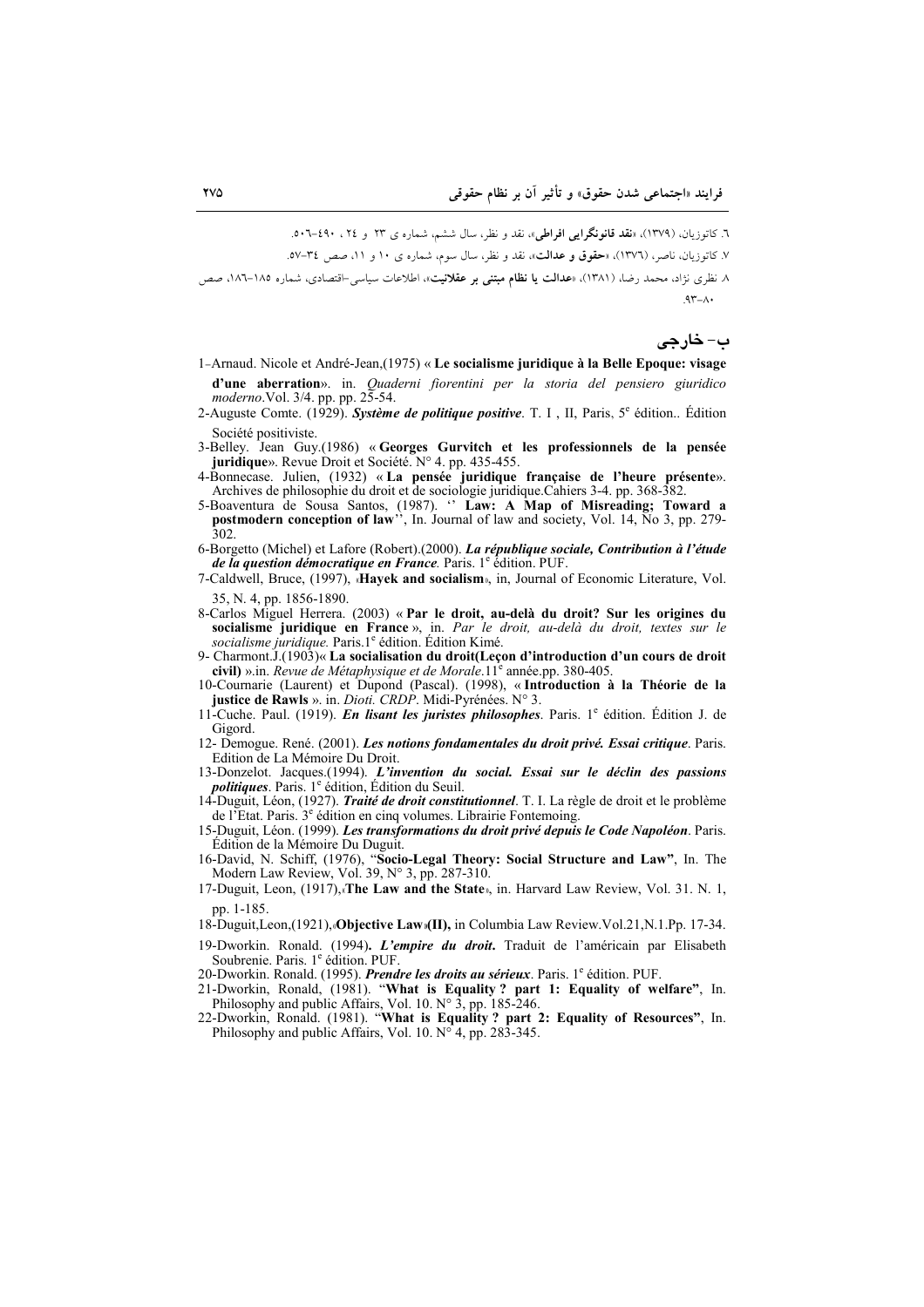۶. کاتوزیان، (۱۳۷۹)، «**نقد قانونگرایی افراطی**»، نقد و نظر، سال ششم، شماره ی ۲۳ و ۲۴ ، ۴۹۰-۵۰۶.

۷. کاتوزیان، ناصر، (۱۳۷۶)، «**حقوق و عدالت**»، نقد و نظر، سال سوم، شماره ی ۱۰ و ۱۱، صص ۳۴-۵۷.

۸. نظری نژاد، محمد رضا، (۱۳۸۱)، «**عدالت یا نظام مبتنی بر عقلانیت**»، اطلاعات سیاسی-اقتصادی، شماره ۱۸۵-۱۸۶، صص ۸۰-۹۳.

## ب- خارجی

1-Arnaud. Nicole et André-Jean,(1975) « **Le socialisme juridique à la Belle Epoque: visage d'une aberration**». in. *Quaderni fiorentini per la storia del pensiero giuridico moderno*.Vol. 3/4. pp. pp. 25-54.

2-Auguste Comte. (1929). ***Système de politique positive***. T. I , II, Paris, 5e édition.. Édition Société positiviste.

3-Belley. Jean Guy.(1986) « **Georges Gurvitch et les professionnels de la pensée juridique**». Revue Droit et Société. N° 4. pp. 435-455.

4-Bonnecase. Julien, (1932) « **La pensée juridique française de l'heure présente**». Archives de philosophie du droit et de sociologie juridique.Cahiers 3-4. pp. 368-382.

5-Boaventura de Sousa Santos, (1987). '' **Law: A Map of Misreading; Toward a postmodern conception of law**'', In. Journal of law and society, Vol. 14, No 3, pp. 279-302.

6-Borgetto (Michel) et Lafore (Robert).(2000). ***La république sociale, Contribution à l'étude de la question démocratique en France****.* Paris. 1e édition. PUF.

7-Caldwell, Bruce, (1997), «**Hayek and socialism**», in, Journal of Economic Literature, Vol. 35, N. 4, pp. 1856-1890.

8-Carlos Miguel Herrera. (2003) « **Par le droit, au-delà du droit? Sur les origines du socialisme juridique en France** », in. *Par le droit, au-delà du droit, textes sur le socialisme juridique.* Paris.1e édition. Édition Kimé.

9- Charmont.J.(1903)« **La socialisation du droit(Leçon d'introduction d'un cours de droit civil)** ».in. *Revue de Métaphysique et de Morale*.11e année.pp. 380-405.

10-Cournarie (Laurent) et Dupond (Pascal). (1998), « **Introduction à la Théorie de la justice de Rawls** ». in. *Dioti. CRDP*. Midi-Pyrénées. N° 3.

11-Cuche. Paul. (1919). ***En lisant les juristes philosophes****.* Paris. 1e édition. Édition J. de Gigord.

12- Demogue. René. (2001). ***Les notions fondamentales du droit privé. Essai critique***. Paris. Edition de La Mémoire Du Droit.

13-Donzelot. Jacques.(1994). ***L'invention du social. Essai sur le déclin des passions politiques***. Paris. 1e édition, Édition du Seuil.

14-Duguit, Léon, (1927). ***Traité de droit constitutionnel***. T. I. La règle de droit et le problème de l'Etat. Paris. 3e édition en cinq volumes. Librairie Fontemoing.

15-Duguit, Léon. (1999). ***Les transformations du droit privé depuis le Code Napoléon***. Paris. Édition de la Mémoire Du Duguit.

16-David, N. Schiff, (1976), "**Socio-Legal Theory: Social Structure and Law"**, In. The Modern Law Review, Vol. 39, N° 3, pp. 287-310.

17-Duguit, Leon, (1917),«**The Law and the State**», in. Harvard Law Review, Vol. 31. N. 1, pp. 1-185.

18-Duguit,Leon,(1921),«**Objective Law**»**(II),** in Columbia Law Review.Vol.21,N.1.Pp. 17-34.

19-Dworkin. Ronald. (1994)**.** ***L'empire du droit***. Traduit de l'américain par Elisabeth Soubrenie. Paris. 1e édition. PUF.

20-Dworkin. Ronald. (1995). ***Prendre les droits au sérieux***. Paris. 1e édition. PUF.

21-Dworkin, Ronald, (1981). "**What is Equality ? part 1: Equality of welfare"**, In. Philosophy and public Affairs, Vol. 10. N° 3, pp. 185-246.

22-Dworkin, Ronald. (1981). "**What is Equality ? part 2: Equality of Resources"**, In. Philosophy and public Affairs, Vol. 10. N° 4, pp. 283-345.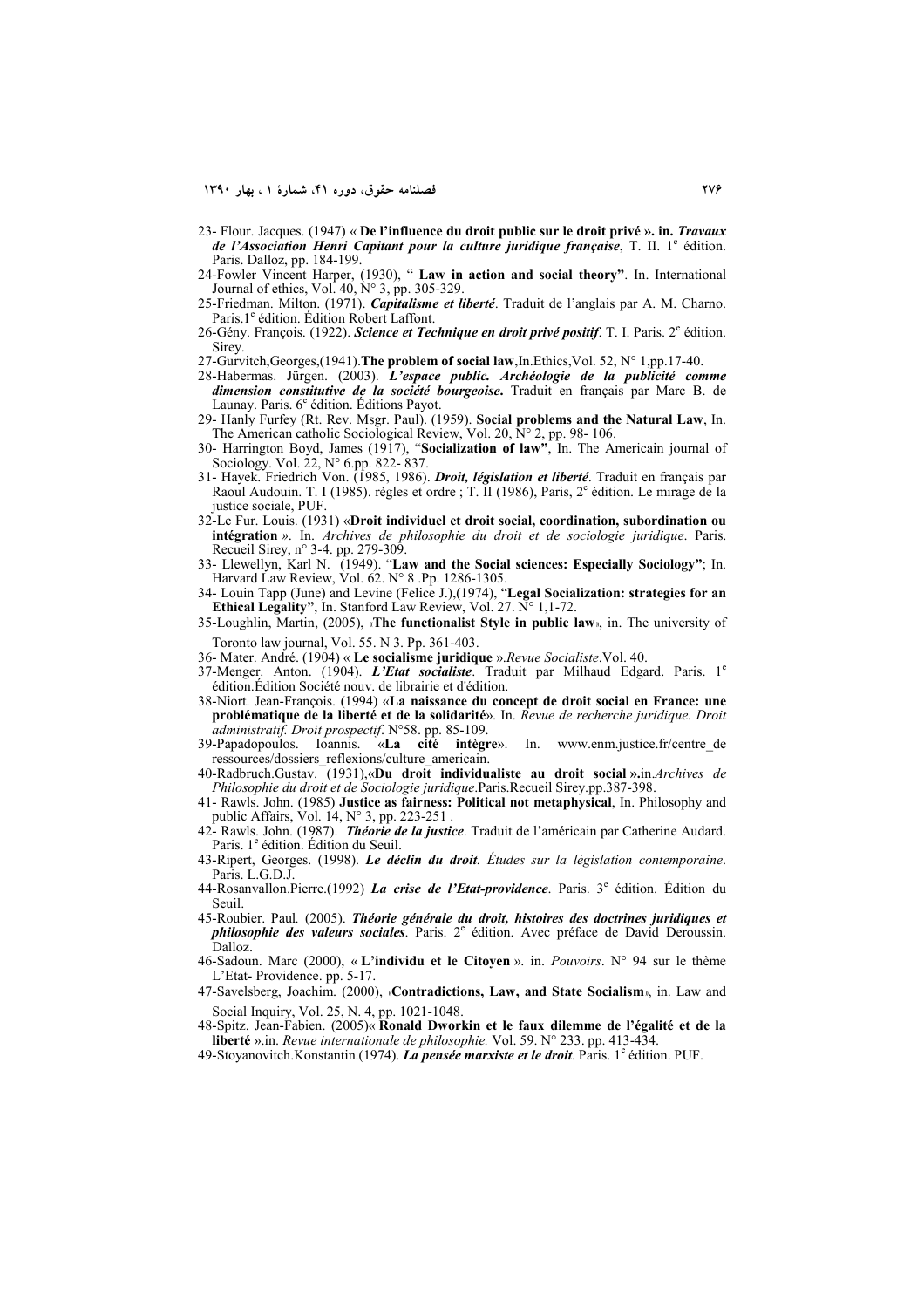23- Flour. Jacques. (1947) « **De l'influence du droit public sur le droit privé ». in.** ***Travaux de l'Association Henri Capitant pour la culture juridique française***, T. II. 1[e] édition. Paris. Dalloz, pp. 184-199.

24-Fowler Vincent Harper, (1930), " **Law in action and social theory"**. In. International Journal of ethics, Vol. 40, N° 3, pp. 305-329.

25-Friedman. Milton. (1971). ***Capitalisme et liberté***. Traduit de l'anglais par A. M. Charno. Paris.1[e] édition. Édition Robert Laffont.

26-Gény. François. (1922). ***Science et Technique en droit privé positif***. T. I. Paris. 2[e] édition. Sirey.

27-Gurvitch,Georges,(1941).**The problem of social law**,In.Ethics,Vol. 52, N° 1,pp.17-40.

28-Habermas. Jürgen. (2003). ***L'espace public. Archéologie de la publicité comme dimension constitutive de la société bourgeoise*****.** Traduit en français par Marc B. de Launay. Paris. 6[e] édition. Éditions Payot.

29- Hanly Furfey (Rt. Rev. Msgr. Paul). (1959). **Social problems and the Natural Law**, In. The American catholic Sociological Review, Vol. 20, N° 2, pp. 98- 106.

30- Harrington Boyd, James (1917), "**Socialization of law"**, In. The Americain journal of Sociology. Vol. 22, N° 6.pp. 822- 837.

31- Hayek. Friedrich Von. (1985, 1986). ***Droit, législation et liberté***. Traduit en français par Raoul Audouin. T. I (1985). règles et ordre ; T. II (1986), Paris, 2[e] édition. Le mirage de la justice sociale, PUF.

32-Le Fur. Louis. (1931) «**Droit individuel et droit social, coordination, subordination ou intégration** ». In. *Archives de philosophie du droit et de sociologie juridique*. Paris. Recueil Sirey, n° 3-4. pp. 279-309.

33- Llewellyn, Karl N. (1949). "**Law and the Social sciences: Especially Sociology"**; In. Harvard Law Review, Vol. 62. N° 8 .Pp. 1286-1305.

34- Louin Tapp (June) and Levine (Felice J.),(1974), "**Legal Socialization: strategies for an Ethical Legality"**, In. Stanford Law Review, Vol. 27. N° 1,1-72.

35-Loughlin, Martin, (2005), «**The functionalist Style in public law**», in. The university of Toronto law journal, Vol. 55. N 3. Pp. 361-403.

36- Mater. André. (1904) « **Le socialisme juridique** ».*Revue Socialiste*.Vol. 40.

37-Menger. Anton. (1904). ***L'Etat socialiste***. Traduit par Milhaud Edgard. Paris. 1[e] édition.Édition Société nouv. de librairie et d'édition.

38-Niort. Jean-François. (1994) «**La naissance du concept de droit social en France: une problématique de la liberté et de la solidarité**». In. *Revue de recherche juridique. Droit administratif. Droit prospectif*. N°58. pp. 85-109.

39-Papadopoulos. Ioannis. «**La cité intègre**». In. www.enm.justice.fr/centre_de ressources/dossiers_reflexions/culture_americain.

40-Radbruch.Gustav. (1931),«**Du droit individualiste au droit social ».**in.*Archives de Philosophie du droit et de Sociologie juridique*.Paris.Recueil Sirey.pp.387-398.

41- Rawls. John. (1985) **Justice as fairness: Political not metaphysical**, In. Philosophy and public Affairs, Vol. 14, N° 3, pp. 223-251 .

42- Rawls. John. (1987). ***Théorie de la justice***. Traduit de l'américain par Catherine Audard. Paris. 1[e] édition. Édition du Seuil.

43-Ripert, Georges. (1998). ***Le déclin du droit****. Études sur la législation contemporaine*. Paris. L.G.D.J.

44-Rosanvallon.Pierre.(1992) ***La crise de l'Etat-providence***. Paris. 3[e] édition. Édition du Seuil.

45-Roubier. Paul. (2005). ***Théorie générale du droit, histoires des doctrines juridiques et philosophie des valeurs sociales***. Paris. 2[e] édition. Avec préface de David Deroussin. Dalloz.

46-Sadoun. Marc (2000), « **L'individu et le Citoyen** ». in. *Pouvoirs*. N° 94 sur le thème L'Etat- Providence. pp. 5-17.

47-Savelsberg, Joachim. (2000), «**Contradictions, Law, and State Socialism**», in. Law and Social Inquiry, Vol. 25, N. 4, pp. 1021-1048.

48-Spitz. Jean-Fabien. (2005)« **Ronald Dworkin et le faux dilemme de l'égalité et de la liberté** ».in. *Revue internationale de philosophie.* Vol. 59. N° 233. pp. 413-434.

49-Stoyanovitch.Konstantin.(1974). ***La pensée marxiste et le droit***. Paris. 1[e] édition. PUF.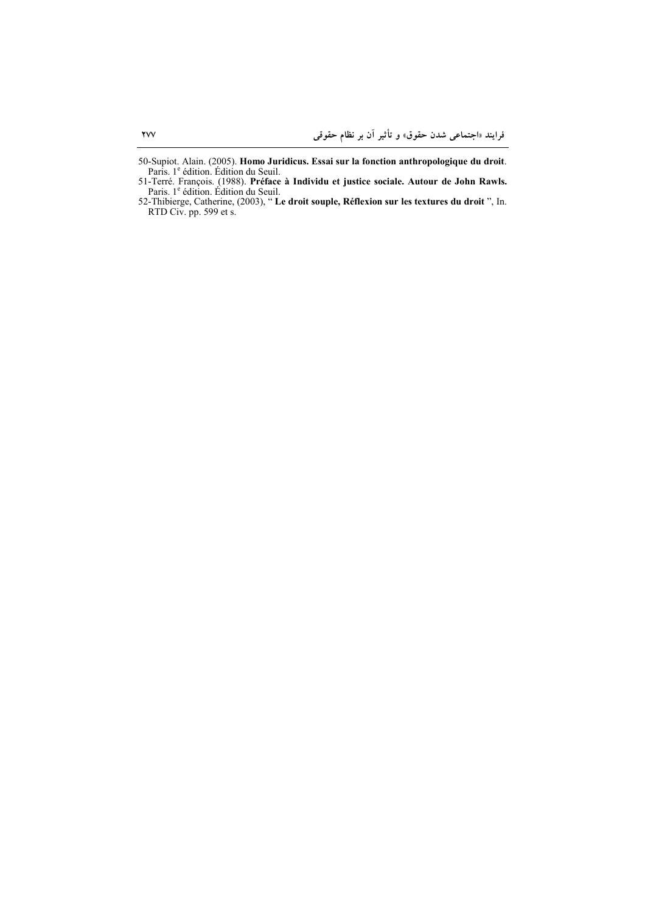50-Supiot. Alain. (2005). **Homo Juridicus. Essai sur la fonction anthropologique du droit**. Paris. 1e édition. Édition du Seuil.

51-Terré. François. (1988). **Préface à Individu et justice sociale. Autour de John Rawls.** Paris. 1e édition. Édition du Seuil.

52-Thibierge, Catherine, (2003), " **Le droit souple, Réflexion sur les textures du droit** ", In. RTD Civ. pp. 599 et s.